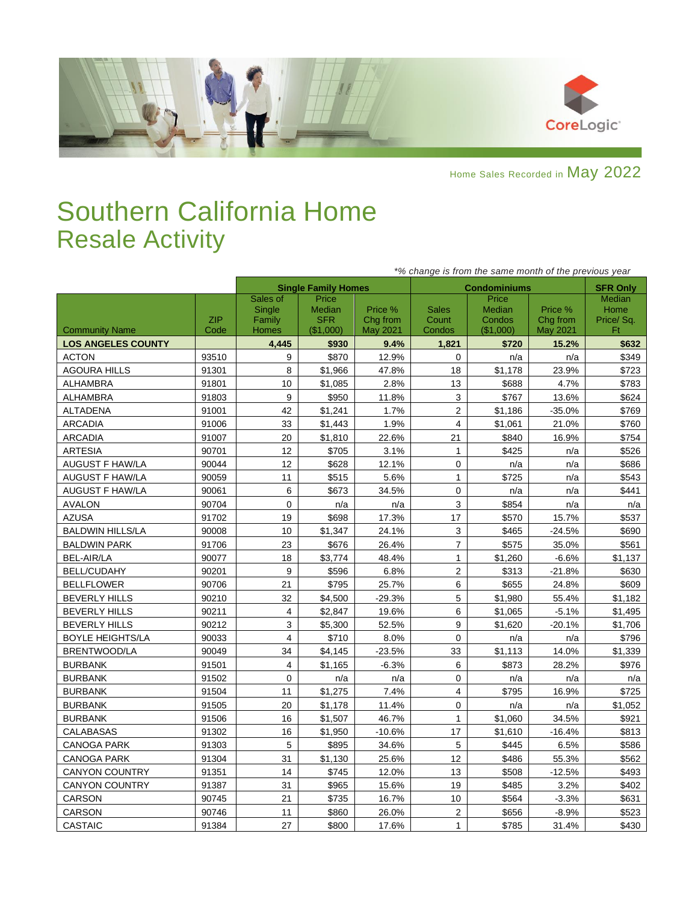Home Sales Recorded in May 2022

# Southern California Home Resale Activity

*% change is from the same month of the previous year

| | | Single Family Homes | | | Condominiums | | | SFR Only |
|---|---|---|---|---|---|---|---|---|
| Community Name | ZIP Code | Sales of Single Family Homes | Price Median SFR ($1,000) | Price % Chg from May 2021 | Sales Count Condos | Price Median Condos ($1,000) | Price % Chg from May 2021 | Median Home Price/ Sq. Ft |
| **LOS ANGELES COUNTY** | | **4,445** | **$930** | **9.4%** | **1,821** | **$720** | **15.2%** | **$632** |
| ACTON | 93510 | 9 | $870 | 12.9% | 0 | n/a | n/a | $349 |
| AGOURA HILLS | 91301 | 8 | $1,966 | 47.8% | 18 | $1,178 | 23.9% | $723 |
| ALHAMBRA | 91801 | 10 | $1,085 | 2.8% | 13 | $688 | 4.7% | $783 |
| ALHAMBRA | 91803 | 9 | $950 | 11.8% | 3 | $767 | 13.6% | $624 |
| ALTADENA | 91001 | 42 | $1,241 | 1.7% | 2 | $1,186 | -35.0% | $769 |
| ARCADIA | 91006 | 33 | $1,443 | 1.9% | 4 | $1,061 | 21.0% | $760 |
| ARCADIA | 91007 | 20 | $1,810 | 22.6% | 21 | $840 | 16.9% | $754 |
| ARTESIA | 90701 | 12 | $705 | 3.1% | 1 | $425 | n/a | $526 |
| AUGUST F HAW/LA | 90044 | 12 | $628 | 12.1% | 0 | n/a | n/a | $686 |
| AUGUST F HAW/LA | 90059 | 11 | $515 | 5.6% | 1 | $725 | n/a | $543 |
| AUGUST F HAW/LA | 90061 | 6 | $673 | 34.5% | 0 | n/a | n/a | $441 |
| AVALON | 90704 | 0 | n/a | n/a | 3 | $854 | n/a | n/a |
| AZUSA | 91702 | 19 | $698 | 17.3% | 17 | $570 | 15.7% | $537 |
| BALDWIN HILLS/LA | 90008 | 10 | $1,347 | 24.1% | 3 | $465 | -24.5% | $690 |
| BALDWIN PARK | 91706 | 23 | $676 | 26.4% | 7 | $575 | 35.0% | $561 |
| BEL-AIR/LA | 90077 | 18 | $3,774 | 48.4% | 1 | $1,260 | -6.6% | $1,137 |
| BELL/CUDAHY | 90201 | 9 | $596 | 6.8% | 2 | $313 | -21.8% | $630 |
| BELLFLOWER | 90706 | 21 | $795 | 25.7% | 6 | $655 | 24.8% | $609 |
| BEVERLY HILLS | 90210 | 32 | $4,500 | -29.3% | 5 | $1,980 | 55.4% | $1,182 |
| BEVERLY HILLS | 90211 | 4 | $2,847 | 19.6% | 6 | $1,065 | -5.1% | $1,495 |
| BEVERLY HILLS | 90212 | 3 | $5,300 | 52.5% | 9 | $1,620 | -20.1% | $1,706 |
| BOYLE HEIGHTS/LA | 90033 | 4 | $710 | 8.0% | 0 | n/a | n/a | $796 |
| BRENTWOOD/LA | 90049 | 34 | $4,145 | -23.5% | 33 | $1,113 | 14.0% | $1,339 |
| BURBANK | 91501 | 4 | $1,165 | -6.3% | 6 | $873 | 28.2% | $976 |
| BURBANK | 91502 | 0 | n/a | n/a | 0 | n/a | n/a | n/a |
| BURBANK | 91504 | 11 | $1,275 | 7.4% | 4 | $795 | 16.9% | $725 |
| BURBANK | 91505 | 20 | $1,178 | 11.4% | 0 | n/a | n/a | $1,052 |
| BURBANK | 91506 | 16 | $1,507 | 46.7% | 1 | $1,060 | 34.5% | $921 |
| CALABASAS | 91302 | 16 | $1,950 | -10.6% | 17 | $1,610 | -16.4% | $813 |
| CANOGA PARK | 91303 | 5 | $895 | 34.6% | 5 | $445 | 6.5% | $586 |
| CANOGA PARK | 91304 | 31 | $1,130 | 25.6% | 12 | $486 | 55.3% | $562 |
| CANYON COUNTRY | 91351 | 14 | $745 | 12.0% | 13 | $508 | -12.5% | $493 |
| CANYON COUNTRY | 91387 | 31 | $965 | 15.6% | 19 | $485 | 3.2% | $402 |
| CARSON | 90745 | 21 | $735 | 16.7% | 10 | $564 | -3.3% | $631 |
| CARSON | 90746 | 11 | $860 | 26.0% | 2 | $656 | -8.9% | $523 |
| CASTAIC | 91384 | 27 | $800 | 17.6% | 1 | $785 | 31.4% | $430 |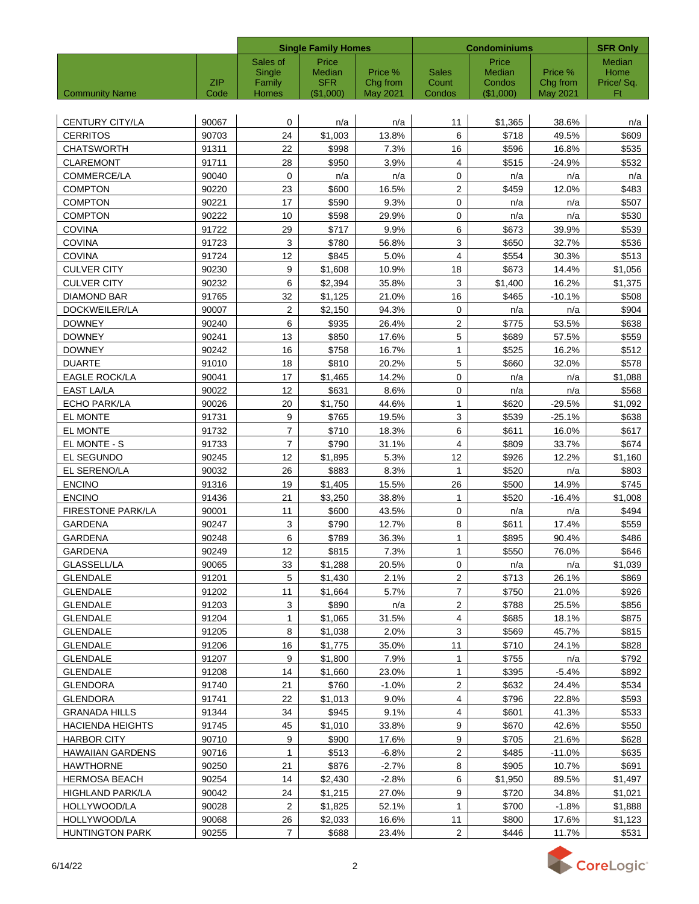| | | Single Family Homes | | | Condominiums | | | SFR Only |
|---|---|---|---|---|---|---|---|---|
| Community Name | ZIP Code | Sales of Single Family Homes | Price Median SFR ($1,000) | Price % Chg from May 2021 | Sales Count Condos | Price Median Condos ($1,000) | Price % Chg from May 2021 | Median Home Price/ Sq. Ft |
| CENTURY CITY/LA | 90067 | 0 | n/a | n/a | 11 | $1,365 | 38.6% | n/a |
| CERRITOS | 90703 | 24 | $1,003 | 13.8% | 6 | $718 | 49.5% | $609 |
| CHATSWORTH | 91311 | 22 | $998 | 7.3% | 16 | $596 | 16.8% | $535 |
| CLAREMONT | 91711 | 28 | $950 | 3.9% | 4 | $515 | -24.9% | $532 |
| COMMERCE/LA | 90040 | 0 | n/a | n/a | 0 | n/a | n/a | n/a |
| COMPTON | 90220 | 23 | $600 | 16.5% | 2 | $459 | 12.0% | $483 |
| COMPTON | 90221 | 17 | $590 | 9.3% | 0 | n/a | n/a | $507 |
| COMPTON | 90222 | 10 | $598 | 29.9% | 0 | n/a | n/a | $530 |
| COVINA | 91722 | 29 | $717 | 9.9% | 6 | $673 | 39.9% | $539 |
| COVINA | 91723 | 3 | $780 | 56.8% | 3 | $650 | 32.7% | $536 |
| COVINA | 91724 | 12 | $845 | 5.0% | 4 | $554 | 30.3% | $513 |
| CULVER CITY | 90230 | 9 | $1,608 | 10.9% | 18 | $673 | 14.4% | $1,056 |
| CULVER CITY | 90232 | 6 | $2,394 | 35.8% | 3 | $1,400 | 16.2% | $1,375 |
| DIAMOND BAR | 91765 | 32 | $1,125 | 21.0% | 16 | $465 | -10.1% | $508 |
| DOCKWEILER/LA | 90007 | 2 | $2,150 | 94.3% | 0 | n/a | n/a | $904 |
| DOWNEY | 90240 | 6 | $935 | 26.4% | 2 | $775 | 53.5% | $638 |
| DOWNEY | 90241 | 13 | $850 | 17.6% | 5 | $689 | 57.5% | $559 |
| DOWNEY | 90242 | 16 | $758 | 16.7% | 1 | $525 | 16.2% | $512 |
| DUARTE | 91010 | 18 | $810 | 20.2% | 5 | $660 | 32.0% | $578 |
| EAGLE ROCK/LA | 90041 | 17 | $1,465 | 14.2% | 0 | n/a | n/a | $1,088 |
| EAST LA/LA | 90022 | 12 | $631 | 8.6% | 0 | n/a | n/a | $568 |
| ECHO PARK/LA | 90026 | 20 | $1,750 | 44.6% | 1 | $620 | -29.5% | $1,092 |
| EL MONTE | 91731 | 9 | $765 | 19.5% | 3 | $539 | -25.1% | $638 |
| EL MONTE | 91732 | 7 | $710 | 18.3% | 6 | $611 | 16.0% | $617 |
| EL MONTE - S | 91733 | 7 | $790 | 31.1% | 4 | $809 | 33.7% | $674 |
| EL SEGUNDO | 90245 | 12 | $1,895 | 5.3% | 12 | $926 | 12.2% | $1,160 |
| EL SERENO/LA | 90032 | 26 | $883 | 8.3% | 1 | $520 | n/a | $803 |
| ENCINO | 91316 | 19 | $1,405 | 15.5% | 26 | $500 | 14.9% | $745 |
| ENCINO | 91436 | 21 | $3,250 | 38.8% | 1 | $520 | -16.4% | $1,008 |
| FIRESTONE PARK/LA | 90001 | 11 | $600 | 43.5% | 0 | n/a | n/a | $494 |
| GARDENA | 90247 | 3 | $790 | 12.7% | 8 | $611 | 17.4% | $559 |
| GARDENA | 90248 | 6 | $789 | 36.3% | 1 | $895 | 90.4% | $486 |
| GARDENA | 90249 | 12 | $815 | 7.3% | 1 | $550 | 76.0% | $646 |
| GLASSELL/LA | 90065 | 33 | $1,288 | 20.5% | 0 | n/a | n/a | $1,039 |
| GLENDALE | 91201 | 5 | $1,430 | 2.1% | 2 | $713 | 26.1% | $869 |
| GLENDALE | 91202 | 11 | $1,664 | 5.7% | 7 | $750 | 21.0% | $926 |
| GLENDALE | 91203 | 3 | $890 | n/a | 2 | $788 | 25.5% | $856 |
| GLENDALE | 91204 | 1 | $1,065 | 31.5% | 4 | $685 | 18.1% | $875 |
| GLENDALE | 91205 | 8 | $1,038 | 2.0% | 3 | $569 | 45.7% | $815 |
| GLENDALE | 91206 | 16 | $1,775 | 35.0% | 11 | $710 | 24.1% | $828 |
| GLENDALE | 91207 | 9 | $1,800 | 7.9% | 1 | $755 | n/a | $792 |
| GLENDALE | 91208 | 14 | $1,660 | 23.0% | 1 | $395 | -5.4% | $892 |
| GLENDORA | 91740 | 21 | $760 | -1.0% | 2 | $632 | 24.4% | $534 |
| GLENDORA | 91741 | 22 | $1,013 | 9.0% | 4 | $796 | 22.8% | $593 |
| GRANADA HILLS | 91344 | 34 | $945 | 9.1% | 4 | $601 | 41.3% | $533 |
| HACIENDA HEIGHTS | 91745 | 45 | $1,010 | 33.8% | 9 | $670 | 42.6% | $550 |
| HARBOR CITY | 90710 | 9 | $900 | 17.6% | 9 | $705 | 21.6% | $628 |
| HAWAIIAN GARDENS | 90716 | 1 | $513 | -6.8% | 2 | $485 | -11.0% | $635 |
| HAWTHORNE | 90250 | 21 | $876 | -2.7% | 8 | $905 | 10.7% | $691 |
| HERMOSA BEACH | 90254 | 14 | $2,430 | -2.8% | 6 | $1,950 | 89.5% | $1,497 |
| HIGHLAND PARK/LA | 90042 | 24 | $1,215 | 27.0% | 9 | $720 | 34.8% | $1,021 |
| HOLLYWOOD/LA | 90028 | 2 | $1,825 | 52.1% | 1 | $700 | -1.8% | $1,888 |
| HOLLYWOOD/LA | 90068 | 26 | $2,033 | 16.6% | 11 | $800 | 17.6% | $1,123 |
| HUNTINGTON PARK | 90255 | 7 | $688 | 23.4% | 2 | $446 | 11.7% | $531 |

6/14/22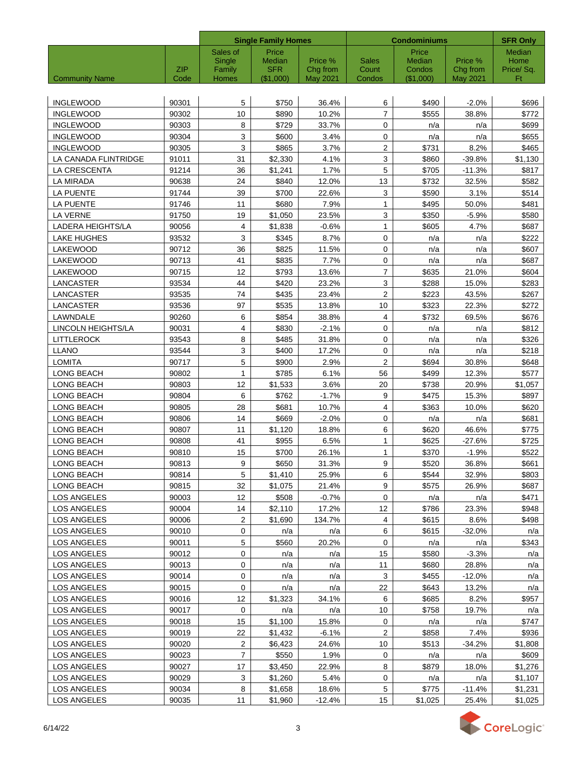| Community Name | ZIP Code | Single Family Homes | | | Condominiums | | | SFR Only |
|---|---|---|---|---|---|---|---|---|
| | | Sales of Single Family Homes | Price Median SFR ($1,000) | Price % Chg from May 2021 | Sales Count Condos | Price Median Condos ($1,000) | Price % Chg from May 2021 | Median Home Price/ Sq. Ft |
| INGLEWOOD | 90301 | 5 | $750 | 36.4% | 6 | $490 | -2.0% | $696 |
| INGLEWOOD | 90302 | 10 | $890 | 10.2% | 7 | $555 | 38.8% | $772 |
| INGLEWOOD | 90303 | 8 | $729 | 33.7% | 0 | n/a | n/a | $699 |
| INGLEWOOD | 90304 | 3 | $600 | 3.4% | 0 | n/a | n/a | $655 |
| INGLEWOOD | 90305 | 3 | $865 | 3.7% | 2 | $731 | 8.2% | $465 |
| LA CANADA FLINTRIDGE | 91011 | 31 | $2,330 | 4.1% | 3 | $860 | -39.8% | $1,130 |
| LA CRESCENTA | 91214 | 36 | $1,241 | 1.7% | 5 | $705 | -11.3% | $817 |
| LA MIRADA | 90638 | 24 | $840 | 12.0% | 13 | $732 | 32.5% | $582 |
| LA PUENTE | 91744 | 39 | $700 | 22.6% | 3 | $590 | 3.1% | $514 |
| LA PUENTE | 91746 | 11 | $680 | 7.9% | 1 | $495 | 50.0% | $481 |
| LA VERNE | 91750 | 19 | $1,050 | 23.5% | 3 | $350 | -5.9% | $580 |
| LADERA HEIGHTS/LA | 90056 | 4 | $1,838 | -0.6% | 1 | $605 | 4.7% | $687 |
| LAKE HUGHES | 93532 | 3 | $345 | 8.7% | 0 | n/a | n/a | $222 |
| LAKEWOOD | 90712 | 36 | $825 | 11.5% | 0 | n/a | n/a | $607 |
| LAKEWOOD | 90713 | 41 | $835 | 7.7% | 0 | n/a | n/a | $687 |
| LAKEWOOD | 90715 | 12 | $793 | 13.6% | 7 | $635 | 21.0% | $604 |
| LANCASTER | 93534 | 44 | $420 | 23.2% | 3 | $288 | 15.0% | $283 |
| LANCASTER | 93535 | 74 | $435 | 23.4% | 2 | $223 | 43.5% | $267 |
| LANCASTER | 93536 | 97 | $535 | 13.8% | 10 | $323 | 22.3% | $272 |
| LAWNDALE | 90260 | 6 | $854 | 38.8% | 4 | $732 | 69.5% | $676 |
| LINCOLN HEIGHTS/LA | 90031 | 4 | $830 | -2.1% | 0 | n/a | n/a | $812 |
| LITTLEROCK | 93543 | 8 | $485 | 31.8% | 0 | n/a | n/a | $326 |
| LLANO | 93544 | 3 | $400 | 17.2% | 0 | n/a | n/a | $218 |
| LOMITA | 90717 | 5 | $900 | 2.9% | 2 | $694 | 30.8% | $648 |
| LONG BEACH | 90802 | 1 | $785 | 6.1% | 56 | $499 | 12.3% | $577 |
| LONG BEACH | 90803 | 12 | $1,533 | 3.6% | 20 | $738 | 20.9% | $1,057 |
| LONG BEACH | 90804 | 6 | $762 | -1.7% | 9 | $475 | 15.3% | $897 |
| LONG BEACH | 90805 | 28 | $681 | 10.7% | 4 | $363 | 10.0% | $620 |
| LONG BEACH | 90806 | 14 | $669 | -2.0% | 0 | n/a | n/a | $681 |
| LONG BEACH | 90807 | 11 | $1,120 | 18.8% | 6 | $620 | 46.6% | $775 |
| LONG BEACH | 90808 | 41 | $955 | 6.5% | 1 | $625 | -27.6% | $725 |
| LONG BEACH | 90810 | 15 | $700 | 26.1% | 1 | $370 | -1.9% | $522 |
| LONG BEACH | 90813 | 9 | $650 | 31.3% | 9 | $520 | 36.8% | $661 |
| LONG BEACH | 90814 | 5 | $1,410 | 25.9% | 6 | $544 | 32.9% | $803 |
| LONG BEACH | 90815 | 32 | $1,075 | 21.4% | 9 | $575 | 26.9% | $687 |
| LOS ANGELES | 90003 | 12 | $508 | -0.7% | 0 | n/a | n/a | $471 |
| LOS ANGELES | 90004 | 14 | $2,110 | 17.2% | 12 | $786 | 23.3% | $948 |
| LOS ANGELES | 90006 | 2 | $1,690 | 134.7% | 4 | $615 | 8.6% | $498 |
| LOS ANGELES | 90010 | 0 | n/a | n/a | 6 | $615 | -32.0% | n/a |
| LOS ANGELES | 90011 | 5 | $560 | 20.2% | 0 | n/a | n/a | $343 |
| LOS ANGELES | 90012 | 0 | n/a | n/a | 15 | $580 | -3.3% | n/a |
| LOS ANGELES | 90013 | 0 | n/a | n/a | 11 | $680 | 28.8% | n/a |
| LOS ANGELES | 90014 | 0 | n/a | n/a | 3 | $455 | -12.0% | n/a |
| LOS ANGELES | 90015 | 0 | n/a | n/a | 22 | $643 | 13.2% | n/a |
| LOS ANGELES | 90016 | 12 | $1,323 | 34.1% | 6 | $685 | 8.2% | $957 |
| LOS ANGELES | 90017 | 0 | n/a | n/a | 10 | $758 | 19.7% | n/a |
| LOS ANGELES | 90018 | 15 | $1,100 | 15.8% | 0 | n/a | n/a | $747 |
| LOS ANGELES | 90019 | 22 | $1,432 | -6.1% | 2 | $858 | 7.4% | $936 |
| LOS ANGELES | 90020 | 2 | $6,423 | 24.6% | 10 | $513 | -34.2% | $1,808 |
| LOS ANGELES | 90023 | 7 | $550 | 1.9% | 0 | n/a | n/a | $609 |
| LOS ANGELES | 90027 | 17 | $3,450 | 22.9% | 8 | $879 | 18.0% | $1,276 |
| LOS ANGELES | 90029 | 3 | $1,260 | 5.4% | 0 | n/a | n/a | $1,107 |
| LOS ANGELES | 90034 | 8 | $1,658 | 18.6% | 5 | $775 | -11.4% | $1,231 |
| LOS ANGELES | 90035 | 11 | $1,960 | -12.4% | 15 | $1,025 | 25.4% | $1,025 |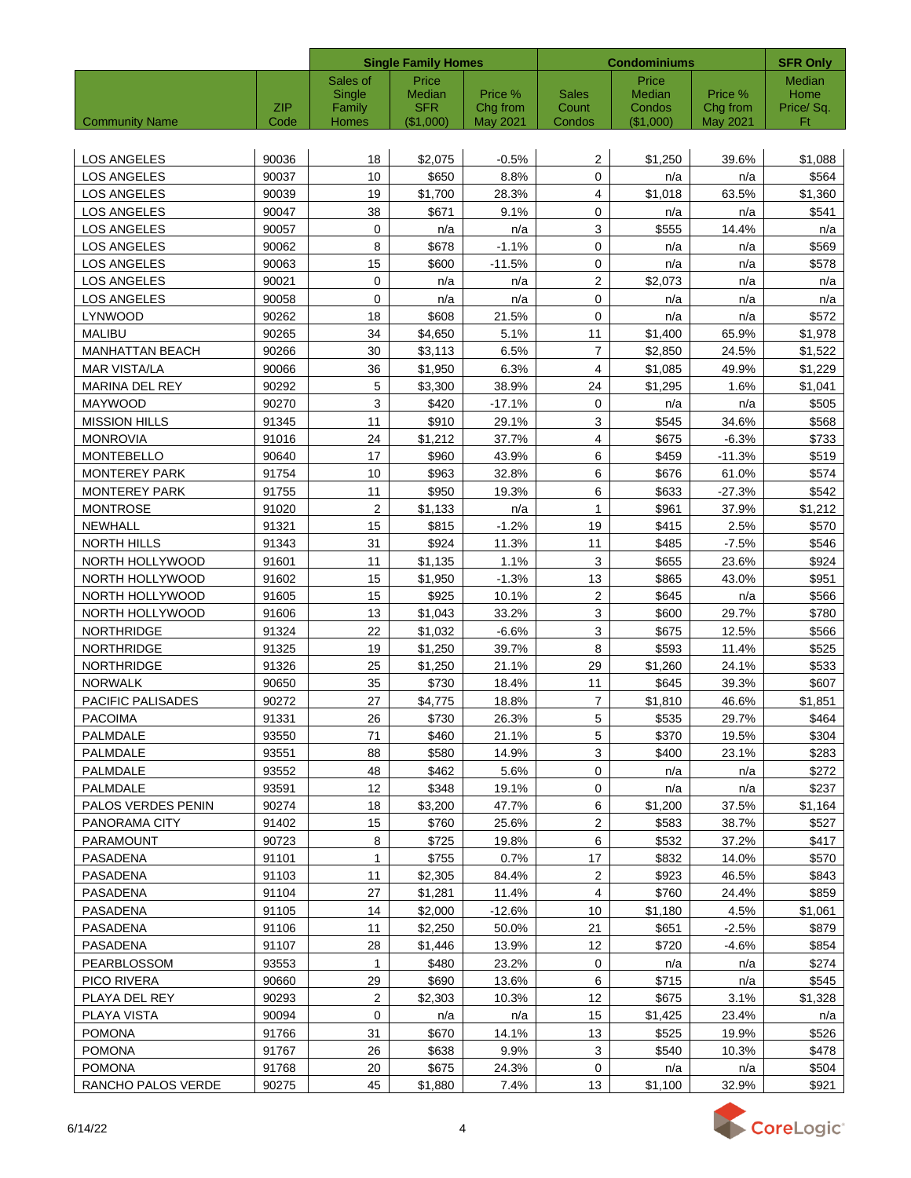| | | Single Family Homes | | | Condominiums | | | SFR Only |
|---|---|---|---|---|---|---|---|---|
| Community Name | ZIP Code | Sales of Single Family Homes | Price Median SFR ($1,000) | Price % Chg from May 2021 | Sales Count Condos | Price Median Condos ($1,000) | Price % Chg from May 2021 | Median Home Price/ Sq. Ft |
| LOS ANGELES | 90036 | 18 | $2,075 | -0.5% | 2 | $1,250 | 39.6% | $1,088 |
| LOS ANGELES | 90037 | 10 | $650 | 8.8% | 0 | n/a | n/a | $564 |
| LOS ANGELES | 90039 | 19 | $1,700 | 28.3% | 4 | $1,018 | 63.5% | $1,360 |
| LOS ANGELES | 90047 | 38 | $671 | 9.1% | 0 | n/a | n/a | $541 |
| LOS ANGELES | 90057 | 0 | n/a | n/a | 3 | $555 | 14.4% | n/a |
| LOS ANGELES | 90062 | 8 | $678 | -1.1% | 0 | n/a | n/a | $569 |
| LOS ANGELES | 90063 | 15 | $600 | -11.5% | 0 | n/a | n/a | $578 |
| LOS ANGELES | 90021 | 0 | n/a | n/a | 2 | $2,073 | n/a | n/a |
| LOS ANGELES | 90058 | 0 | n/a | n/a | 0 | n/a | n/a | n/a |
| LYNWOOD | 90262 | 18 | $608 | 21.5% | 0 | n/a | n/a | $572 |
| MALIBU | 90265 | 34 | $4,650 | 5.1% | 11 | $1,400 | 65.9% | $1,978 |
| MANHATTAN BEACH | 90266 | 30 | $3,113 | 6.5% | 7 | $2,850 | 24.5% | $1,522 |
| MAR VISTA/LA | 90066 | 36 | $1,950 | 6.3% | 4 | $1,085 | 49.9% | $1,229 |
| MARINA DEL REY | 90292 | 5 | $3,300 | 38.9% | 24 | $1,295 | 1.6% | $1,041 |
| MAYWOOD | 90270 | 3 | $420 | -17.1% | 0 | n/a | n/a | $505 |
| MISSION HILLS | 91345 | 11 | $910 | 29.1% | 3 | $545 | 34.6% | $568 |
| MONROVIA | 91016 | 24 | $1,212 | 37.7% | 4 | $675 | -6.3% | $733 |
| MONTEBELLO | 90640 | 17 | $960 | 43.9% | 6 | $459 | -11.3% | $519 |
| MONTEREY PARK | 91754 | 10 | $963 | 32.8% | 6 | $676 | 61.0% | $574 |
| MONTEREY PARK | 91755 | 11 | $950 | 19.3% | 6 | $633 | -27.3% | $542 |
| MONTROSE | 91020 | 2 | $1,133 | n/a | 1 | $961 | 37.9% | $1,212 |
| NEWHALL | 91321 | 15 | $815 | -1.2% | 19 | $415 | 2.5% | $570 |
| NORTH HILLS | 91343 | 31 | $924 | 11.3% | 11 | $485 | -7.5% | $546 |
| NORTH HOLLYWOOD | 91601 | 11 | $1,135 | 1.1% | 3 | $655 | 23.6% | $924 |
| NORTH HOLLYWOOD | 91602 | 15 | $1,950 | -1.3% | 13 | $865 | 43.0% | $951 |
| NORTH HOLLYWOOD | 91605 | 15 | $925 | 10.1% | 2 | $645 | n/a | $566 |
| NORTH HOLLYWOOD | 91606 | 13 | $1,043 | 33.2% | 3 | $600 | 29.7% | $780 |
| NORTHRIDGE | 91324 | 22 | $1,032 | -6.6% | 3 | $675 | 12.5% | $566 |
| NORTHRIDGE | 91325 | 19 | $1,250 | 39.7% | 8 | $593 | 11.4% | $525 |
| NORTHRIDGE | 91326 | 25 | $1,250 | 21.1% | 29 | $1,260 | 24.1% | $533 |
| NORWALK | 90650 | 35 | $730 | 18.4% | 11 | $645 | 39.3% | $607 |
| PACIFIC PALISADES | 90272 | 27 | $4,775 | 18.8% | 7 | $1,810 | 46.6% | $1,851 |
| PACOIMA | 91331 | 26 | $730 | 26.3% | 5 | $535 | 29.7% | $464 |
| PALMDALE | 93550 | 71 | $460 | 21.1% | 5 | $370 | 19.5% | $304 |
| PALMDALE | 93551 | 88 | $580 | 14.9% | 3 | $400 | 23.1% | $283 |
| PALMDALE | 93552 | 48 | $462 | 5.6% | 0 | n/a | n/a | $272 |
| PALMDALE | 93591 | 12 | $348 | 19.1% | 0 | n/a | n/a | $237 |
| PALOS VERDES PENIN | 90274 | 18 | $3,200 | 47.7% | 6 | $1,200 | 37.5% | $1,164 |
| PANORAMA CITY | 91402 | 15 | $760 | 25.6% | 2 | $583 | 38.7% | $527 |
| PARAMOUNT | 90723 | 8 | $725 | 19.8% | 6 | $532 | 37.2% | $417 |
| PASADENA | 91101 | 1 | $755 | 0.7% | 17 | $832 | 14.0% | $570 |
| PASADENA | 91103 | 11 | $2,305 | 84.4% | 2 | $923 | 46.5% | $843 |
| PASADENA | 91104 | 27 | $1,281 | 11.4% | 4 | $760 | 24.4% | $859 |
| PASADENA | 91105 | 14 | $2,000 | -12.6% | 10 | $1,180 | 4.5% | $1,061 |
| PASADENA | 91106 | 11 | $2,250 | 50.0% | 21 | $651 | -2.5% | $879 |
| PASADENA | 91107 | 28 | $1,446 | 13.9% | 12 | $720 | -4.6% | $854 |
| PEARBLOSSOM | 93553 | 1 | $480 | 23.2% | 0 | n/a | n/a | $274 |
| PICO RIVERA | 90660 | 29 | $690 | 13.6% | 6 | $715 | n/a | $545 |
| PLAYA DEL REY | 90293 | 2 | $2,303 | 10.3% | 12 | $675 | 3.1% | $1,328 |
| PLAYA VISTA | 90094 | 0 | n/a | n/a | 15 | $1,425 | 23.4% | n/a |
| POMONA | 91766 | 31 | $670 | 14.1% | 13 | $525 | 19.9% | $526 |
| POMONA | 91767 | 26 | $638 | 9.9% | 3 | $540 | 10.3% | $478 |
| POMONA | 91768 | 20 | $675 | 24.3% | 0 | n/a | n/a | $504 |
| RANCHO PALOS VERDE | 90275 | 45 | $1,880 | 7.4% | 13 | $1,100 | 32.9% | $921 |

6/14/22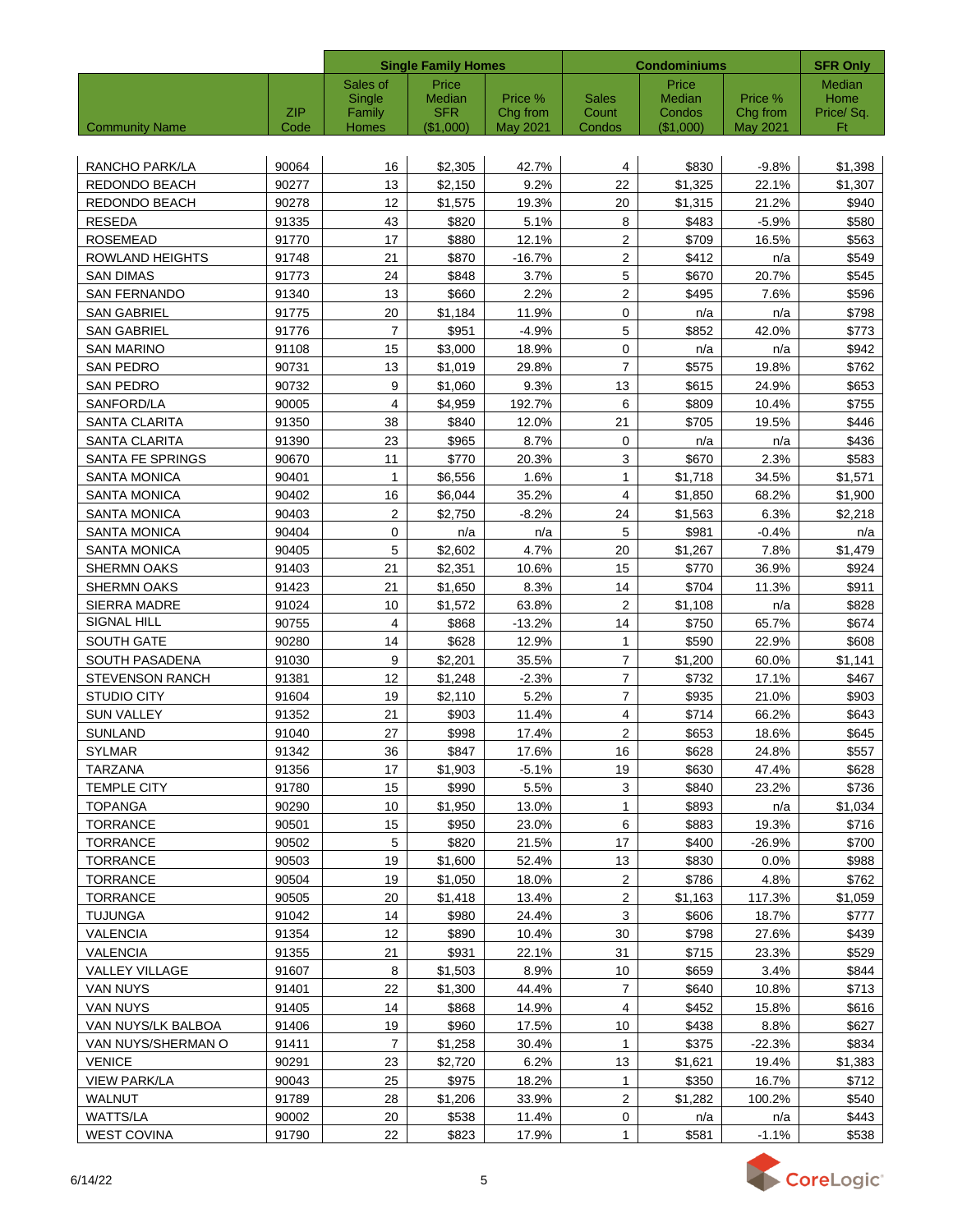| | | Single Family Homes | | | Condominiums | | | SFR Only |
|---|---|---|---|---|---|---|---|---|
| Community Name | ZIP Code | Sales of Single Family Homes | Price Median SFR ($1,000) | Price % Chg from May 2021 | Sales Count Condos | Price Median Condos ($1,000) | Price % Chg from May 2021 | Median Home Price/ Sq. Ft |
| RANCHO PARK/LA | 90064 | 16 | $2,305 | 42.7% | 4 | $830 | -9.8% | $1,398 |
| REDONDO BEACH | 90277 | 13 | $2,150 | 9.2% | 22 | $1,325 | 22.1% | $1,307 |
| REDONDO BEACH | 90278 | 12 | $1,575 | 19.3% | 20 | $1,315 | 21.2% | $940 |
| RESEDA | 91335 | 43 | $820 | 5.1% | 8 | $483 | -5.9% | $580 |
| ROSEMEAD | 91770 | 17 | $880 | 12.1% | 2 | $709 | 16.5% | $563 |
| ROWLAND HEIGHTS | 91748 | 21 | $870 | -16.7% | 2 | $412 | n/a | $549 |
| SAN DIMAS | 91773 | 24 | $848 | 3.7% | 5 | $670 | 20.7% | $545 |
| SAN FERNANDO | 91340 | 13 | $660 | 2.2% | 2 | $495 | 7.6% | $596 |
| SAN GABRIEL | 91775 | 20 | $1,184 | 11.9% | 0 | n/a | n/a | $798 |
| SAN GABRIEL | 91776 | 7 | $951 | -4.9% | 5 | $852 | 42.0% | $773 |
| SAN MARINO | 91108 | 15 | $3,000 | 18.9% | 0 | n/a | n/a | $942 |
| SAN PEDRO | 90731 | 13 | $1,019 | 29.8% | 7 | $575 | 19.8% | $762 |
| SAN PEDRO | 90732 | 9 | $1,060 | 9.3% | 13 | $615 | 24.9% | $653 |
| SANFORD/LA | 90005 | 4 | $4,959 | 192.7% | 6 | $809 | 10.4% | $755 |
| SANTA CLARITA | 91350 | 38 | $840 | 12.0% | 21 | $705 | 19.5% | $446 |
| SANTA CLARITA | 91390 | 23 | $965 | 8.7% | 0 | n/a | n/a | $436 |
| SANTA FE SPRINGS | 90670 | 11 | $770 | 20.3% | 3 | $670 | 2.3% | $583 |
| SANTA MONICA | 90401 | 1 | $6,556 | 1.6% | 1 | $1,718 | 34.5% | $1,571 |
| SANTA MONICA | 90402 | 16 | $6,044 | 35.2% | 4 | $1,850 | 68.2% | $1,900 |
| SANTA MONICA | 90403 | 2 | $2,750 | -8.2% | 24 | $1,563 | 6.3% | $2,218 |
| SANTA MONICA | 90404 | 0 | n/a | n/a | 5 | $981 | -0.4% | n/a |
| SANTA MONICA | 90405 | 5 | $2,602 | 4.7% | 20 | $1,267 | 7.8% | $1,479 |
| SHERMN OAKS | 91403 | 21 | $2,351 | 10.6% | 15 | $770 | 36.9% | $924 |
| SHERMN OAKS | 91423 | 21 | $1,650 | 8.3% | 14 | $704 | 11.3% | $911 |
| SIERRA MADRE | 91024 | 10 | $1,572 | 63.8% | 2 | $1,108 | n/a | $828 |
| SIGNAL HILL | 90755 | 4 | $868 | -13.2% | 14 | $750 | 65.7% | $674 |
| SOUTH GATE | 90280 | 14 | $628 | 12.9% | 1 | $590 | 22.9% | $608 |
| SOUTH PASADENA | 91030 | 9 | $2,201 | 35.5% | 7 | $1,200 | 60.0% | $1,141 |
| STEVENSON RANCH | 91381 | 12 | $1,248 | -2.3% | 7 | $732 | 17.1% | $467 |
| STUDIO CITY | 91604 | 19 | $2,110 | 5.2% | 7 | $935 | 21.0% | $903 |
| SUN VALLEY | 91352 | 21 | $903 | 11.4% | 4 | $714 | 66.2% | $643 |
| SUNLAND | 91040 | 27 | $998 | 17.4% | 2 | $653 | 18.6% | $645 |
| SYLMAR | 91342 | 36 | $847 | 17.6% | 16 | $628 | 24.8% | $557 |
| TARZANA | 91356 | 17 | $1,903 | -5.1% | 19 | $630 | 47.4% | $628 |
| TEMPLE CITY | 91780 | 15 | $990 | 5.5% | 3 | $840 | 23.2% | $736 |
| TOPANGA | 90290 | 10 | $1,950 | 13.0% | 1 | $893 | n/a | $1,034 |
| TORRANCE | 90501 | 15 | $950 | 23.0% | 6 | $883 | 19.3% | $716 |
| TORRANCE | 90502 | 5 | $820 | 21.5% | 17 | $400 | -26.9% | $700 |
| TORRANCE | 90503 | 19 | $1,600 | 52.4% | 13 | $830 | 0.0% | $988 |
| TORRANCE | 90504 | 19 | $1,050 | 18.0% | 2 | $786 | 4.8% | $762 |
| TORRANCE | 90505 | 20 | $1,418 | 13.4% | 2 | $1,163 | 117.3% | $1,059 |
| TUJUNGA | 91042 | 14 | $980 | 24.4% | 3 | $606 | 18.7% | $777 |
| VALENCIA | 91354 | 12 | $890 | 10.4% | 30 | $798 | 27.6% | $439 |
| VALENCIA | 91355 | 21 | $931 | 22.1% | 31 | $715 | 23.3% | $529 |
| VALLEY VILLAGE | 91607 | 8 | $1,503 | 8.9% | 10 | $659 | 3.4% | $844 |
| VAN NUYS | 91401 | 22 | $1,300 | 44.4% | 7 | $640 | 10.8% | $713 |
| VAN NUYS | 91405 | 14 | $868 | 14.9% | 4 | $452 | 15.8% | $616 |
| VAN NUYS/LK BALBOA | 91406 | 19 | $960 | 17.5% | 10 | $438 | 8.8% | $627 |
| VAN NUYS/SHERMAN O | 91411 | 7 | $1,258 | 30.4% | 1 | $375 | -22.3% | $834 |
| VENICE | 90291 | 23 | $2,720 | 6.2% | 13 | $1,621 | 19.4% | $1,383 |
| VIEW PARK/LA | 90043 | 25 | $975 | 18.2% | 1 | $350 | 16.7% | $712 |
| WALNUT | 91789 | 28 | $1,206 | 33.9% | 2 | $1,282 | 100.2% | $540 |
| WATTS/LA | 90002 | 20 | $538 | 11.4% | 0 | n/a | n/a | $443 |
| WEST COVINA | 91790 | 22 | $823 | 17.9% | 1 | $581 | -1.1% | $538 |

6/14/22

CoreLogic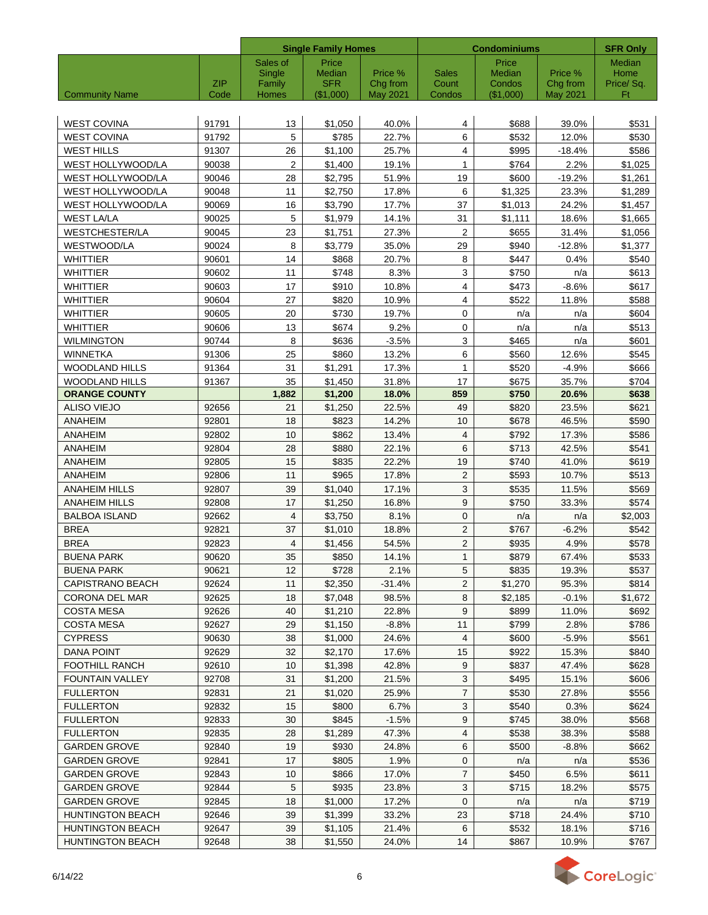| | | Single Family Homes | | | Condominiums | | | SFR Only |
|---|---|---|---|---|---|---|---|---|
| Community Name | ZIP Code | Sales of Single Family Homes | Price Median SFR ($1,000) | Price % Chg from May 2021 | Sales Count Condos | Price Median Condos ($1,000) | Price % Chg from May 2021 | Median Home Price/ Sq. Ft |
| WEST COVINA | 91791 | 13 | $1,050 | 40.0% | 4 | $688 | 39.0% | $531 |
| WEST COVINA | 91792 | 5 | $785 | 22.7% | 6 | $532 | 12.0% | $530 |
| WEST HILLS | 91307 | 26 | $1,100 | 25.7% | 4 | $995 | -18.4% | $586 |
| WEST HOLLYWOOD/LA | 90038 | 2 | $1,400 | 19.1% | 1 | $764 | 2.2% | $1,025 |
| WEST HOLLYWOOD/LA | 90046 | 28 | $2,795 | 51.9% | 19 | $600 | -19.2% | $1,261 |
| WEST HOLLYWOOD/LA | 90048 | 11 | $2,750 | 17.8% | 6 | $1,325 | 23.3% | $1,289 |
| WEST HOLLYWOOD/LA | 90069 | 16 | $3,790 | 17.7% | 37 | $1,013 | 24.2% | $1,457 |
| WEST LA/LA | 90025 | 5 | $1,979 | 14.1% | 31 | $1,111 | 18.6% | $1,665 |
| WESTCHESTER/LA | 90045 | 23 | $1,751 | 27.3% | 2 | $655 | 31.4% | $1,056 |
| WESTWOOD/LA | 90024 | 8 | $3,779 | 35.0% | 29 | $940 | -12.8% | $1,377 |
| WHITTIER | 90601 | 14 | $868 | 20.7% | 8 | $447 | 0.4% | $540 |
| WHITTIER | 90602 | 11 | $748 | 8.3% | 3 | $750 | n/a | $613 |
| WHITTIER | 90603 | 17 | $910 | 10.8% | 4 | $473 | -8.6% | $617 |
| WHITTIER | 90604 | 27 | $820 | 10.9% | 4 | $522 | 11.8% | $588 |
| WHITTIER | 90605 | 20 | $730 | 19.7% | 0 | n/a | n/a | $604 |
| WHITTIER | 90606 | 13 | $674 | 9.2% | 0 | n/a | n/a | $513 |
| WILMINGTON | 90744 | 8 | $636 | -3.5% | 3 | $465 | n/a | $601 |
| WINNETKA | 91306 | 25 | $860 | 13.2% | 6 | $560 | 12.6% | $545 |
| WOODLAND HILLS | 91364 | 31 | $1,291 | 17.3% | 1 | $520 | -4.9% | $666 |
| WOODLAND HILLS | 91367 | 35 | $1,450 | 31.8% | 17 | $675 | 35.7% | $704 |
| **ORANGE COUNTY** | | **1,882** | **$1,200** | **18.0%** | **859** | **$750** | **20.6%** | **$638** |
| ALISO VIEJO | 92656 | 21 | $1,250 | 22.5% | 49 | $820 | 23.5% | $621 |
| ANAHEIM | 92801 | 18 | $823 | 14.2% | 10 | $678 | 46.5% | $590 |
| ANAHEIM | 92802 | 10 | $862 | 13.4% | 4 | $792 | 17.3% | $586 |
| ANAHEIM | 92804 | 28 | $880 | 22.1% | 6 | $713 | 42.5% | $541 |
| ANAHEIM | 92805 | 15 | $835 | 22.2% | 19 | $740 | 41.0% | $619 |
| ANAHEIM | 92806 | 11 | $965 | 17.8% | 2 | $593 | 10.7% | $513 |
| ANAHEIM HILLS | 92807 | 39 | $1,040 | 17.1% | 3 | $535 | 11.5% | $569 |
| ANAHEIM HILLS | 92808 | 17 | $1,250 | 16.8% | 9 | $750 | 33.3% | $574 |
| BALBOA ISLAND | 92662 | 4 | $3,750 | 8.1% | 0 | n/a | n/a | $2,003 |
| BREA | 92821 | 37 | $1,010 | 18.8% | 2 | $767 | -6.2% | $542 |
| BREA | 92823 | 4 | $1,456 | 54.5% | 2 | $935 | 4.9% | $578 |
| BUENA PARK | 90620 | 35 | $850 | 14.1% | 1 | $879 | 67.4% | $533 |
| BUENA PARK | 90621 | 12 | $728 | 2.1% | 5 | $835 | 19.3% | $537 |
| CAPISTRANO BEACH | 92624 | 11 | $2,350 | -31.4% | 2 | $1,270 | 95.3% | $814 |
| CORONA DEL MAR | 92625 | 18 | $7,048 | 98.5% | 8 | $2,185 | -0.1% | $1,672 |
| COSTA MESA | 92626 | 40 | $1,210 | 22.8% | 9 | $899 | 11.0% | $692 |
| COSTA MESA | 92627 | 29 | $1,150 | -8.8% | 11 | $799 | 2.8% | $786 |
| CYPRESS | 90630 | 38 | $1,000 | 24.6% | 4 | $600 | -5.9% | $561 |
| DANA POINT | 92629 | 32 | $2,170 | 17.6% | 15 | $922 | 15.3% | $840 |
| FOOTHILL RANCH | 92610 | 10 | $1,398 | 42.8% | 9 | $837 | 47.4% | $628 |
| FOUNTAIN VALLEY | 92708 | 31 | $1,200 | 21.5% | 3 | $495 | 15.1% | $606 |
| FULLERTON | 92831 | 21 | $1,020 | 25.9% | 7 | $530 | 27.8% | $556 |
| FULLERTON | 92832 | 15 | $800 | 6.7% | 3 | $540 | 0.3% | $624 |
| FULLERTON | 92833 | 30 | $845 | -1.5% | 9 | $745 | 38.0% | $568 |
| FULLERTON | 92835 | 28 | $1,289 | 47.3% | 4 | $538 | 38.3% | $588 |
| GARDEN GROVE | 92840 | 19 | $930 | 24.8% | 6 | $500 | -8.8% | $662 |
| GARDEN GROVE | 92841 | 17 | $805 | 1.9% | 0 | n/a | n/a | $536 |
| GARDEN GROVE | 92843 | 10 | $866 | 17.0% | 7 | $450 | 6.5% | $611 |
| GARDEN GROVE | 92844 | 5 | $935 | 23.8% | 3 | $715 | 18.2% | $575 |
| GARDEN GROVE | 92845 | 18 | $1,000 | 17.2% | 0 | n/a | n/a | $719 |
| HUNTINGTON BEACH | 92646 | 39 | $1,399 | 33.2% | 23 | $718 | 24.4% | $710 |
| HUNTINGTON BEACH | 92647 | 39 | $1,105 | 21.4% | 6 | $532 | 18.1% | $716 |
| HUNTINGTON BEACH | 92648 | 38 | $1,550 | 24.0% | 14 | $867 | 10.9% | $767 |

6/14/22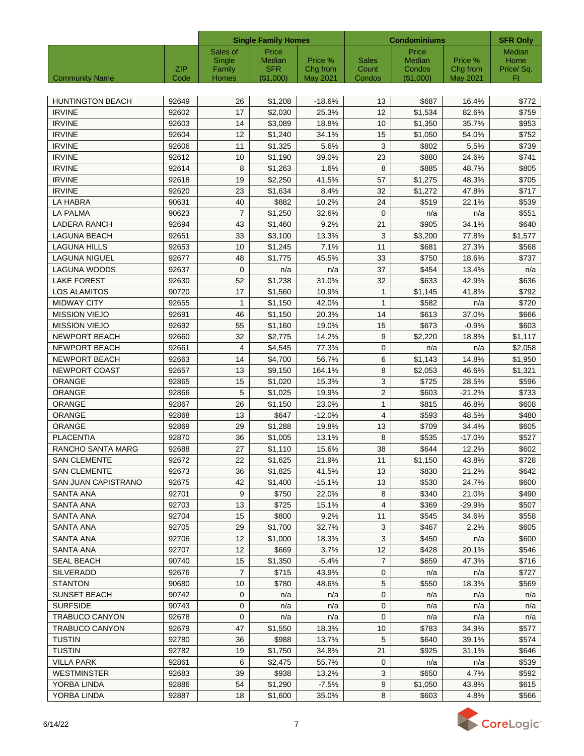| | | Single Family Homes | | | Condominiums | | | SFR Only |
|---|---|---|---|---|---|---|---|---|
| Community Name | ZIP Code | Sales of Single Family Homes | Price Median SFR ($1,000) | Price % Chg from May 2021 | Sales Count Condos | Price Median Condos ($1,000) | Price % Chg from May 2021 | Median Home Price/ Sq. Ft |
| HUNTINGTON BEACH | 92649 | 26 | $1,208 | -18.6% | 13 | $687 | 16.4% | $772 |
| IRVINE | 92602 | 17 | $2,030 | 25.3% | 12 | $1,534 | 82.6% | $759 |
| IRVINE | 92603 | 14 | $3,089 | 18.8% | 10 | $1,350 | 35.7% | $953 |
| IRVINE | 92604 | 12 | $1,240 | 34.1% | 15 | $1,050 | 54.0% | $752 |
| IRVINE | 92606 | 11 | $1,325 | 5.6% | 3 | $802 | 5.5% | $739 |
| IRVINE | 92612 | 10 | $1,190 | 39.0% | 23 | $880 | 24.6% | $741 |
| IRVINE | 92614 | 8 | $1,263 | 1.6% | 8 | $885 | 48.7% | $805 |
| IRVINE | 92618 | 19 | $2,250 | 41.5% | 57 | $1,275 | 48.3% | $705 |
| IRVINE | 92620 | 23 | $1,634 | 8.4% | 32 | $1,272 | 47.8% | $717 |
| LA HABRA | 90631 | 40 | $882 | 10.2% | 24 | $519 | 22.1% | $539 |
| LA PALMA | 90623 | 7 | $1,250 | 32.6% | 0 | n/a | n/a | $551 |
| LADERA RANCH | 92694 | 43 | $1,460 | 9.2% | 21 | $905 | 34.1% | $640 |
| LAGUNA BEACH | 92651 | 33 | $3,100 | 13.3% | 3 | $3,200 | 77.8% | $1,577 |
| LAGUNA HILLS | 92653 | 10 | $1,245 | 7.1% | 11 | $681 | 27.3% | $568 |
| LAGUNA NIGUEL | 92677 | 48 | $1,775 | 45.5% | 33 | $750 | 18.6% | $737 |
| LAGUNA WOODS | 92637 | 0 | n/a | n/a | 37 | $454 | 13.4% | n/a |
| LAKE FOREST | 92630 | 52 | $1,238 | 31.0% | 32 | $633 | 42.9% | $636 |
| LOS ALAMITOS | 90720 | 17 | $1,560 | 10.9% | 1 | $1,145 | 41.8% | $792 |
| MIDWAY CITY | 92655 | 1 | $1,150 | 42.0% | 1 | $582 | n/a | $720 |
| MISSION VIEJO | 92691 | 46 | $1,150 | 20.3% | 14 | $613 | 37.0% | $666 |
| MISSION VIEJO | 92692 | 55 | $1,160 | 19.0% | 15 | $673 | -0.9% | $603 |
| NEWPORT BEACH | 92660 | 32 | $2,775 | 14.2% | 9 | $2,220 | 18.8% | $1,117 |
| NEWPORT BEACH | 92661 | 4 | $4,545 | 77.3% | 0 | n/a | n/a | $2,058 |
| NEWPORT BEACH | 92663 | 14 | $4,700 | 56.7% | 6 | $1,143 | 14.8% | $1,950 |
| NEWPORT COAST | 92657 | 13 | $9,150 | 164.1% | 8 | $2,053 | 46.6% | $1,321 |
| ORANGE | 92865 | 15 | $1,020 | 15.3% | 3 | $725 | 28.5% | $596 |
| ORANGE | 92866 | 5 | $1,025 | 19.9% | 2 | $603 | -21.2% | $733 |
| ORANGE | 92867 | 26 | $1,150 | 23.0% | 1 | $815 | 46.8% | $608 |
| ORANGE | 92868 | 13 | $647 | -12.0% | 4 | $593 | 48.5% | $480 |
| ORANGE | 92869 | 29 | $1,288 | 19.8% | 13 | $709 | 34.4% | $605 |
| PLACENTIA | 92870 | 36 | $1,005 | 13.1% | 8 | $535 | -17.0% | $527 |
| RANCHO SANTA MARG | 92688 | 27 | $1,110 | 15.6% | 38 | $644 | 12.2% | $602 |
| SAN CLEMENTE | 92672 | 22 | $1,625 | 21.9% | 11 | $1,150 | 43.8% | $728 |
| SAN CLEMENTE | 92673 | 36 | $1,825 | 41.5% | 13 | $830 | 21.2% | $642 |
| SAN JUAN CAPISTRANO | 92675 | 42 | $1,400 | -15.1% | 13 | $530 | 24.7% | $600 |
| SANTA ANA | 92701 | 9 | $750 | 22.0% | 8 | $340 | 21.0% | $490 |
| SANTA ANA | 92703 | 13 | $725 | 15.1% | 4 | $369 | -29.9% | $507 |
| SANTA ANA | 92704 | 15 | $800 | 9.2% | 11 | $545 | 34.6% | $558 |
| SANTA ANA | 92705 | 29 | $1,700 | 32.7% | 3 | $467 | 2.2% | $605 |
| SANTA ANA | 92706 | 12 | $1,000 | 18.3% | 3 | $450 | n/a | $600 |
| SANTA ANA | 92707 | 12 | $669 | 3.7% | 12 | $428 | 20.1% | $546 |
| SEAL BEACH | 90740 | 15 | $1,350 | -5.4% | 7 | $659 | 47.3% | $716 |
| SILVERADO | 92676 | 7 | $715 | 43.9% | 0 | n/a | n/a | $727 |
| STANTON | 90680 | 10 | $780 | 48.6% | 5 | $550 | 18.3% | $569 |
| SUNSET BEACH | 90742 | 0 | n/a | n/a | 0 | n/a | n/a | n/a |
| SURFSIDE | 90743 | 0 | n/a | n/a | 0 | n/a | n/a | n/a |
| TRABUCO CANYON | 92678 | 0 | n/a | n/a | 0 | n/a | n/a | n/a |
| TRABUCO CANYON | 92679 | 47 | $1,550 | 18.3% | 10 | $783 | 34.9% | $577 |
| TUSTIN | 92780 | 36 | $988 | 13.7% | 5 | $640 | 39.1% | $574 |
| TUSTIN | 92782 | 19 | $1,750 | 34.8% | 21 | $925 | 31.1% | $646 |
| VILLA PARK | 92861 | 6 | $2,475 | 55.7% | 0 | n/a | n/a | $539 |
| WESTMINSTER | 92683 | 39 | $938 | 13.2% | 3 | $650 | 4.7% | $592 |
| YORBA LINDA | 92886 | 54 | $1,290 | -7.5% | 9 | $1,050 | 43.8% | $615 |
| YORBA LINDA | 92887 | 18 | $1,600 | 35.0% | 8 | $603 | 4.8% | $566 |

6/14/22

CoreLogic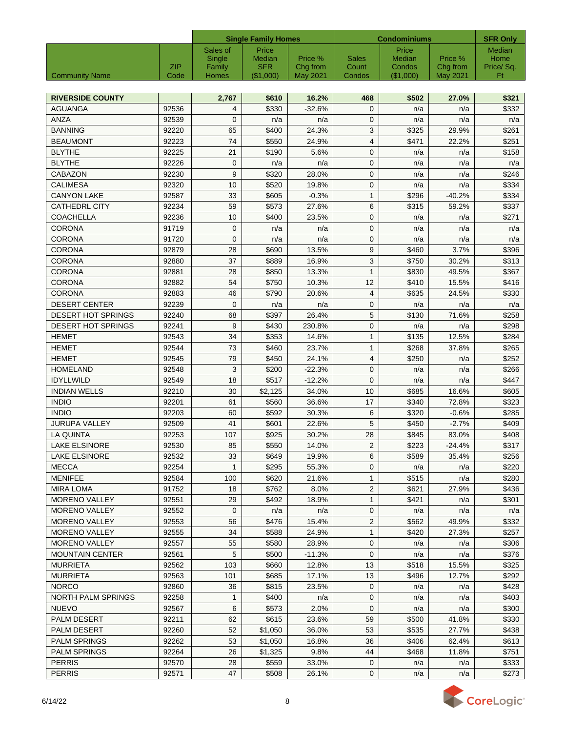| | | Single Family Homes | | | Condominiums | | | SFR Only |
|---|---|---|---|---|---|---|---|---|
| Community Name | ZIP Code | Sales of Single Family Homes | Price Median SFR ($1,000) | Price % Chg from May 2021 | Sales Count Condos | Price Median Condos ($1,000) | Price % Chg from May 2021 | Median Home Price/ Sq. Ft |
| **RIVERSIDE COUNTY** | | **2,767** | **$610** | **16.2%** | **468** | **$502** | **27.0%** | **$321** |
| AGUANGA | 92536 | 4 | $330 | -32.6% | 0 | n/a | n/a | $332 |
| ANZA | 92539 | 0 | n/a | n/a | 0 | n/a | n/a | n/a |
| BANNING | 92220 | 65 | $400 | 24.3% | 3 | $325 | 29.9% | $261 |
| BEAUMONT | 92223 | 74 | $550 | 24.9% | 4 | $471 | 22.2% | $251 |
| BLYTHE | 92225 | 21 | $190 | 5.6% | 0 | n/a | n/a | $158 |
| BLYTHE | 92226 | 0 | n/a | n/a | 0 | n/a | n/a | n/a |
| CABAZON | 92230 | 9 | $320 | 28.0% | 0 | n/a | n/a | $246 |
| CALIMESA | 92320 | 10 | $520 | 19.8% | 0 | n/a | n/a | $334 |
| CANYON LAKE | 92587 | 33 | $605 | -0.3% | 1 | $296 | -40.2% | $334 |
| CATHEDRL CITY | 92234 | 59 | $573 | 27.6% | 6 | $315 | 59.2% | $337 |
| COACHELLA | 92236 | 10 | $400 | 23.5% | 0 | n/a | n/a | $271 |
| CORONA | 91719 | 0 | n/a | n/a | 0 | n/a | n/a | n/a |
| CORONA | 91720 | 0 | n/a | n/a | 0 | n/a | n/a | n/a |
| CORONA | 92879 | 28 | $690 | 13.5% | 9 | $460 | 3.7% | $396 |
| CORONA | 92880 | 37 | $889 | 16.9% | 3 | $750 | 30.2% | $313 |
| CORONA | 92881 | 28 | $850 | 13.3% | 1 | $830 | 49.5% | $367 |
| CORONA | 92882 | 54 | $750 | 10.3% | 12 | $410 | 15.5% | $416 |
| CORONA | 92883 | 46 | $790 | 20.6% | 4 | $635 | 24.5% | $330 |
| DESERT CENTER | 92239 | 0 | n/a | n/a | 0 | n/a | n/a | n/a |
| DESERT HOT SPRINGS | 92240 | 68 | $397 | 26.4% | 5 | $130 | 71.6% | $258 |
| DESERT HOT SPRINGS | 92241 | 9 | $430 | 230.8% | 0 | n/a | n/a | $298 |
| HEMET | 92543 | 34 | $353 | 14.6% | 1 | $135 | 12.5% | $284 |
| HEMET | 92544 | 73 | $460 | 23.7% | 1 | $268 | 37.8% | $265 |
| HEMET | 92545 | 79 | $450 | 24.1% | 4 | $250 | n/a | $252 |
| HOMELAND | 92548 | 3 | $200 | -22.3% | 0 | n/a | n/a | $266 |
| IDYLLWILD | 92549 | 18 | $517 | -12.2% | 0 | n/a | n/a | $447 |
| INDIAN WELLS | 92210 | 30 | $2,125 | 34.0% | 10 | $685 | 16.6% | $605 |
| INDIO | 92201 | 61 | $560 | 36.6% | 17 | $340 | 72.8% | $323 |
| INDIO | 92203 | 60 | $592 | 30.3% | 6 | $320 | -0.6% | $285 |
| JURUPA VALLEY | 92509 | 41 | $601 | 22.6% | 5 | $450 | -2.7% | $409 |
| LA QUINTA | 92253 | 107 | $925 | 30.2% | 28 | $845 | 83.0% | $408 |
| LAKE ELSINORE | 92530 | 85 | $550 | 14.0% | 2 | $223 | -24.4% | $317 |
| LAKE ELSINORE | 92532 | 33 | $649 | 19.9% | 6 | $589 | 35.4% | $256 |
| MECCA | 92254 | 1 | $295 | 55.3% | 0 | n/a | n/a | $220 |
| MENIFEE | 92584 | 100 | $620 | 21.6% | 1 | $515 | n/a | $280 |
| MIRA LOMA | 91752 | 18 | $762 | 8.0% | 2 | $621 | 27.9% | $436 |
| MORENO VALLEY | 92551 | 29 | $492 | 18.9% | 1 | $421 | n/a | $301 |
| MORENO VALLEY | 92552 | 0 | n/a | n/a | 0 | n/a | n/a | n/a |
| MORENO VALLEY | 92553 | 56 | $476 | 15.4% | 2 | $562 | 49.9% | $332 |
| MORENO VALLEY | 92555 | 34 | $588 | 24.9% | 1 | $420 | 27.3% | $257 |
| MORENO VALLEY | 92557 | 55 | $580 | 28.9% | 0 | n/a | n/a | $306 |
| MOUNTAIN CENTER | 92561 | 5 | $500 | -11.3% | 0 | n/a | n/a | $376 |
| MURRIETA | 92562 | 103 | $660 | 12.8% | 13 | $518 | 15.5% | $325 |
| MURRIETA | 92563 | 101 | $685 | 17.1% | 13 | $496 | 12.7% | $292 |
| NORCO | 92860 | 36 | $815 | 23.5% | 0 | n/a | n/a | $428 |
| NORTH PALM SPRINGS | 92258 | 1 | $400 | n/a | 0 | n/a | n/a | $403 |
| NUEVO | 92567 | 6 | $573 | 2.0% | 0 | n/a | n/a | $300 |
| PALM DESERT | 92211 | 62 | $615 | 23.6% | 59 | $500 | 41.8% | $330 |
| PALM DESERT | 92260 | 52 | $1,050 | 36.0% | 53 | $535 | 27.7% | $438 |
| PALM SPRINGS | 92262 | 53 | $1,050 | 16.8% | 36 | $406 | 62.4% | $613 |
| PALM SPRINGS | 92264 | 26 | $1,325 | 9.8% | 44 | $468 | 11.8% | $751 |
| PERRIS | 92570 | 28 | $559 | 33.0% | 0 | n/a | n/a | $333 |
| PERRIS | 92571 | 47 | $508 | 26.1% | 0 | n/a | n/a | $273 |

6/14/22

CoreLogic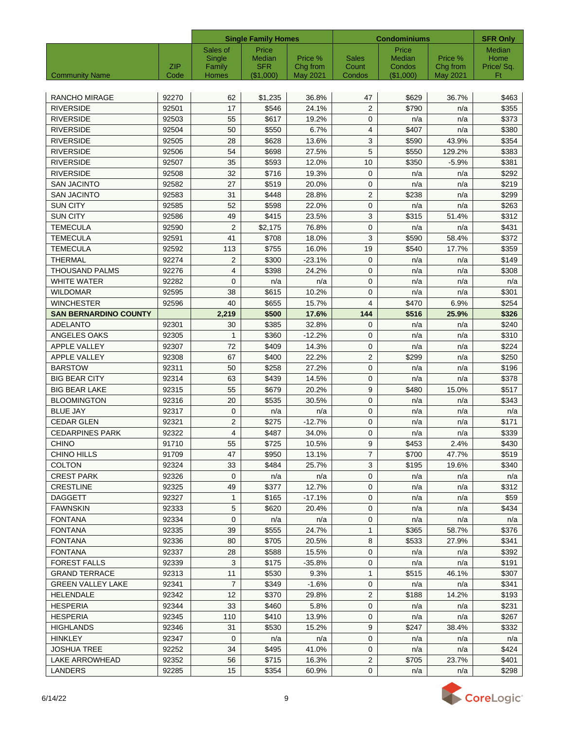| Community Name | ZIP Code | Single Family Homes | | | Condominiums | | | SFR Only |
|---|---|---|---|---|---|---|---|---|
| | | Sales of Single Family Homes | Price Median SFR ($1,000) | Price % Chg from May 2021 | Sales Count Condos | Price Median Condos ($1,000) | Price % Chg from May 2021 | Median Home Price/ Sq. Ft |
| RANCHO MIRAGE | 92270 | 62 | $1,235 | 36.8% | 47 | $629 | 36.7% | $463 |
| RIVERSIDE | 92501 | 17 | $546 | 24.1% | 2 | $790 | n/a | $355 |
| RIVERSIDE | 92503 | 55 | $617 | 19.2% | 0 | n/a | n/a | $373 |
| RIVERSIDE | 92504 | 50 | $550 | 6.7% | 4 | $407 | n/a | $380 |
| RIVERSIDE | 92505 | 28 | $628 | 13.6% | 3 | $590 | 43.9% | $354 |
| RIVERSIDE | 92506 | 54 | $698 | 27.5% | 5 | $550 | 129.2% | $383 |
| RIVERSIDE | 92507 | 35 | $593 | 12.0% | 10 | $350 | -5.9% | $381 |
| RIVERSIDE | 92508 | 32 | $716 | 19.3% | 0 | n/a | n/a | $292 |
| SAN JACINTO | 92582 | 27 | $519 | 20.0% | 0 | n/a | n/a | $219 |
| SAN JACINTO | 92583 | 31 | $448 | 28.8% | 2 | $238 | n/a | $299 |
| SUN CITY | 92585 | 52 | $598 | 22.0% | 0 | n/a | n/a | $263 |
| SUN CITY | 92586 | 49 | $415 | 23.5% | 3 | $315 | 51.4% | $312 |
| TEMECULA | 92590 | 2 | $2,175 | 76.8% | 0 | n/a | n/a | $431 |
| TEMECULA | 92591 | 41 | $708 | 18.0% | 3 | $590 | 58.4% | $372 |
| TEMECULA | 92592 | 113 | $755 | 16.0% | 19 | $540 | 17.7% | $359 |
| THERMAL | 92274 | 2 | $300 | -23.1% | 0 | n/a | n/a | $149 |
| THOUSAND PALMS | 92276 | 4 | $398 | 24.2% | 0 | n/a | n/a | $308 |
| WHITE WATER | 92282 | 0 | n/a | n/a | 0 | n/a | n/a | n/a |
| WILDOMAR | 92595 | 38 | $615 | 10.2% | 0 | n/a | n/a | $301 |
| WINCHESTER | 92596 | 40 | $655 | 15.7% | 4 | $470 | 6.9% | $254 |
| **SAN BERNARDINO COUNTY** | | **2,219** | **$500** | **17.6%** | **144** | **$516** | **25.9%** | **$326** |
| ADELANTO | 92301 | 30 | $385 | 32.8% | 0 | n/a | n/a | $240 |
| ANGELES OAKS | 92305 | 1 | $360 | -12.2% | 0 | n/a | n/a | $310 |
| APPLE VALLEY | 92307 | 72 | $409 | 14.3% | 0 | n/a | n/a | $224 |
| APPLE VALLEY | 92308 | 67 | $400 | 22.2% | 2 | $299 | n/a | $250 |
| BARSTOW | 92311 | 50 | $258 | 27.2% | 0 | n/a | n/a | $196 |
| BIG BEAR CITY | 92314 | 63 | $439 | 14.5% | 0 | n/a | n/a | $378 |
| BIG BEAR LAKE | 92315 | 55 | $679 | 20.2% | 9 | $480 | 15.0% | $517 |
| BLOOMINGTON | 92316 | 20 | $535 | 30.5% | 0 | n/a | n/a | $343 |
| BLUE JAY | 92317 | 0 | n/a | n/a | 0 | n/a | n/a | n/a |
| CEDAR GLEN | 92321 | 2 | $275 | -12.7% | 0 | n/a | n/a | $171 |
| CEDARPINES PARK | 92322 | 4 | $487 | 34.0% | 0 | n/a | n/a | $339 |
| CHINO | 91710 | 55 | $725 | 10.5% | 9 | $453 | 2.4% | $430 |
| CHINO HILLS | 91709 | 47 | $950 | 13.1% | 7 | $700 | 47.7% | $519 |
| COLTON | 92324 | 33 | $484 | 25.7% | 3 | $195 | 19.6% | $340 |
| CREST PARK | 92326 | 0 | n/a | n/a | 0 | n/a | n/a | n/a |
| CRESTLINE | 92325 | 49 | $377 | 12.7% | 0 | n/a | n/a | $312 |
| DAGGETT | 92327 | 1 | $165 | -17.1% | 0 | n/a | n/a | $59 |
| FAWNSKIN | 92333 | 5 | $620 | 20.4% | 0 | n/a | n/a | $434 |
| FONTANA | 92334 | 0 | n/a | n/a | 0 | n/a | n/a | n/a |
| FONTANA | 92335 | 39 | $555 | 24.7% | 1 | $365 | 58.7% | $376 |
| FONTANA | 92336 | 80 | $705 | 20.5% | 8 | $533 | 27.9% | $341 |
| FONTANA | 92337 | 28 | $588 | 15.5% | 0 | n/a | n/a | $392 |
| FOREST FALLS | 92339 | 3 | $175 | -35.8% | 0 | n/a | n/a | $191 |
| GRAND TERRACE | 92313 | 11 | $530 | 9.3% | 1 | $515 | 46.1% | $307 |
| GREEN VALLEY LAKE | 92341 | 7 | $349 | -1.6% | 0 | n/a | n/a | $341 |
| HELENDALE | 92342 | 12 | $370 | 29.8% | 2 | $188 | 14.2% | $193 |
| HESPERIA | 92344 | 33 | $460 | 5.8% | 0 | n/a | n/a | $231 |
| HESPERIA | 92345 | 110 | $410 | 13.9% | 0 | n/a | n/a | $267 |
| HIGHLANDS | 92346 | 31 | $530 | 15.2% | 9 | $247 | 38.4% | $332 |
| HINKLEY | 92347 | 0 | n/a | n/a | 0 | n/a | n/a | n/a |
| JOSHUA TREE | 92252 | 34 | $495 | 41.0% | 0 | n/a | n/a | $424 |
| LAKE ARROWHEAD | 92352 | 56 | $715 | 16.3% | 2 | $705 | 23.7% | $401 |
| LANDERS | 92285 | 15 | $354 | 60.9% | 0 | n/a | n/a | $298 |

6/14/22

CoreLogic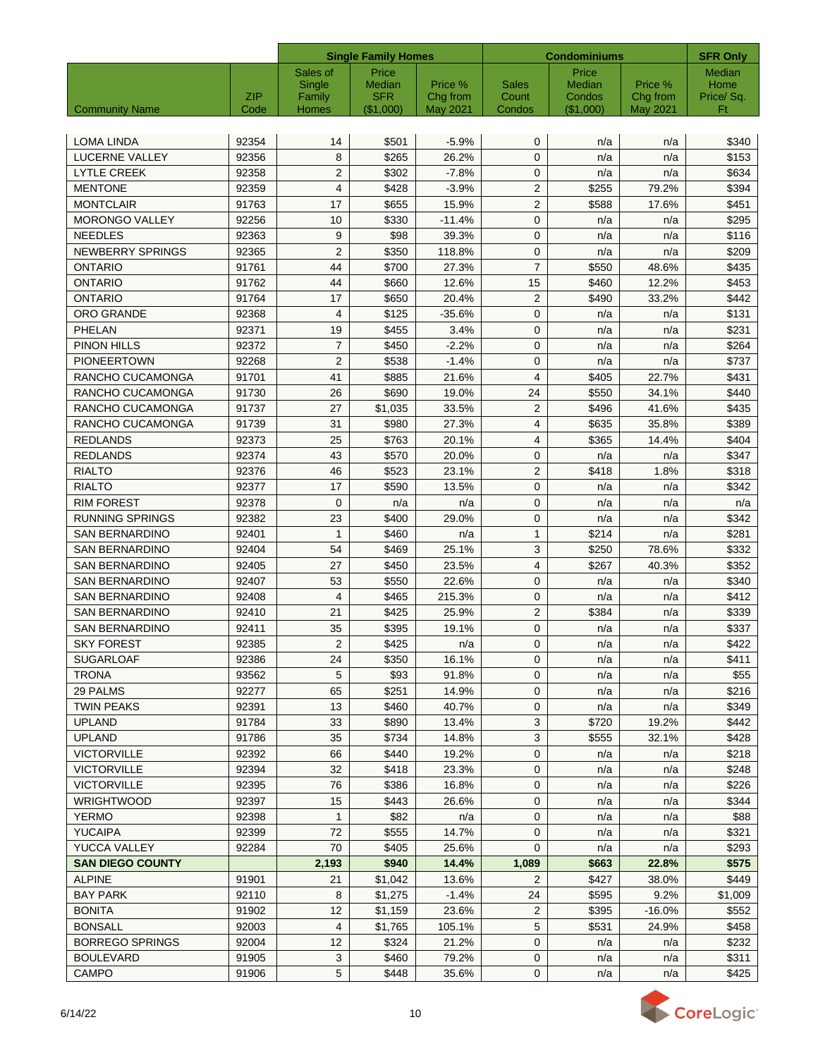| Community Name | ZIP Code | Single Family Homes | | | Condominiums | | | SFR Only |
|---|---|---|---|---|---|---|---|---|
| | | Sales of Single Family Homes | Price Median SFR ($1,000) | Price % Chg from May 2021 | Sales Count Condos | Price Median Condos ($1,000) | Price % Chg from May 2021 | Median Home Price/ Sq. Ft |
| LOMA LINDA | 92354 | 14 | $501 | -5.9% | 0 | n/a | n/a | $340 |
| LUCERNE VALLEY | 92356 | 8 | $265 | 26.2% | 0 | n/a | n/a | $153 |
| LYTLE CREEK | 92358 | 2 | $302 | -7.8% | 0 | n/a | n/a | $634 |
| MENTONE | 92359 | 4 | $428 | -3.9% | 2 | $255 | 79.2% | $394 |
| MONTCLAIR | 91763 | 17 | $655 | 15.9% | 2 | $588 | 17.6% | $451 |
| MORONGO VALLEY | 92256 | 10 | $330 | -11.4% | 0 | n/a | n/a | $295 |
| NEEDLES | 92363 | 9 | $98 | 39.3% | 0 | n/a | n/a | $116 |
| NEWBERRY SPRINGS | 92365 | 2 | $350 | 118.8% | 0 | n/a | n/a | $209 |
| ONTARIO | 91761 | 44 | $700 | 27.3% | 7 | $550 | 48.6% | $435 |
| ONTARIO | 91762 | 44 | $660 | 12.6% | 15 | $460 | 12.2% | $453 |
| ONTARIO | 91764 | 17 | $650 | 20.4% | 2 | $490 | 33.2% | $442 |
| ORO GRANDE | 92368 | 4 | $125 | -35.6% | 0 | n/a | n/a | $131 |
| PHELAN | 92371 | 19 | $455 | 3.4% | 0 | n/a | n/a | $231 |
| PINON HILLS | 92372 | 7 | $450 | -2.2% | 0 | n/a | n/a | $264 |
| PIONEERTOWN | 92268 | 2 | $538 | -1.4% | 0 | n/a | n/a | $737 |
| RANCHO CUCAMONGA | 91701 | 41 | $885 | 21.6% | 4 | $405 | 22.7% | $431 |
| RANCHO CUCAMONGA | 91730 | 26 | $690 | 19.0% | 24 | $550 | 34.1% | $440 |
| RANCHO CUCAMONGA | 91737 | 27 | $1,035 | 33.5% | 2 | $496 | 41.6% | $435 |
| RANCHO CUCAMONGA | 91739 | 31 | $980 | 27.3% | 4 | $635 | 35.8% | $389 |
| REDLANDS | 92373 | 25 | $763 | 20.1% | 4 | $365 | 14.4% | $404 |
| REDLANDS | 92374 | 43 | $570 | 20.0% | 0 | n/a | n/a | $347 |
| RIALTO | 92376 | 46 | $523 | 23.1% | 2 | $418 | 1.8% | $318 |
| RIALTO | 92377 | 17 | $590 | 13.5% | 0 | n/a | n/a | $342 |
| RIM FOREST | 92378 | 0 | n/a | n/a | 0 | n/a | n/a | n/a |
| RUNNING SPRINGS | 92382 | 23 | $400 | 29.0% | 0 | n/a | n/a | $342 |
| SAN BERNARDINO | 92401 | 1 | $460 | n/a | 1 | $214 | n/a | $281 |
| SAN BERNARDINO | 92404 | 54 | $469 | 25.1% | 3 | $250 | 78.6% | $332 |
| SAN BERNARDINO | 92405 | 27 | $450 | 23.5% | 4 | $267 | 40.3% | $352 |
| SAN BERNARDINO | 92407 | 53 | $550 | 22.6% | 0 | n/a | n/a | $340 |
| SAN BERNARDINO | 92408 | 4 | $465 | 215.3% | 0 | n/a | n/a | $412 |
| SAN BERNARDINO | 92410 | 21 | $425 | 25.9% | 2 | $384 | n/a | $339 |
| SAN BERNARDINO | 92411 | 35 | $395 | 19.1% | 0 | n/a | n/a | $337 |
| SKY FOREST | 92385 | 2 | $425 | n/a | 0 | n/a | n/a | $422 |
| SUGARLOAF | 92386 | 24 | $350 | 16.1% | 0 | n/a | n/a | $411 |
| TRONA | 93562 | 5 | $93 | 91.8% | 0 | n/a | n/a | $55 |
| 29 PALMS | 92277 | 65 | $251 | 14.9% | 0 | n/a | n/a | $216 |
| TWIN PEAKS | 92391 | 13 | $460 | 40.7% | 0 | n/a | n/a | $349 |
| UPLAND | 91784 | 33 | $890 | 13.4% | 3 | $720 | 19.2% | $442 |
| UPLAND | 91786 | 35 | $734 | 14.8% | 3 | $555 | 32.1% | $428 |
| VICTORVILLE | 92392 | 66 | $440 | 19.2% | 0 | n/a | n/a | $218 |
| VICTORVILLE | 92394 | 32 | $418 | 23.3% | 0 | n/a | n/a | $248 |
| VICTORVILLE | 92395 | 76 | $386 | 16.8% | 0 | n/a | n/a | $226 |
| WRIGHTWOOD | 92397 | 15 | $443 | 26.6% | 0 | n/a | n/a | $344 |
| YERMO | 92398 | 1 | $82 | n/a | 0 | n/a | n/a | $88 |
| YUCAIPA | 92399 | 72 | $555 | 14.7% | 0 | n/a | n/a | $321 |
| YUCCA VALLEY | 92284 | 70 | $405 | 25.6% | 0 | n/a | n/a | $293 |
| **SAN DIEGO COUNTY** | | **2,193** | **$940** | **14.4%** | **1,089** | **$663** | **22.8%** | **$575** |
| ALPINE | 91901 | 21 | $1,042 | 13.6% | 2 | $427 | 38.0% | $449 |
| BAY PARK | 92110 | 8 | $1,275 | -1.4% | 24 | $595 | 9.2% | $1,009 |
| BONITA | 91902 | 12 | $1,159 | 23.6% | 2 | $395 | -16.0% | $552 |
| BONSALL | 92003 | 4 | $1,765 | 105.1% | 5 | $531 | 24.9% | $458 |
| BORREGO SPRINGS | 92004 | 12 | $324 | 21.2% | 0 | n/a | n/a | $232 |
| BOULEVARD | 91905 | 3 | $460 | 79.2% | 0 | n/a | n/a | $311 |
| CAMPO | 91906 | 5 | $448 | 35.6% | 0 | n/a | n/a | $425 |

6/14/22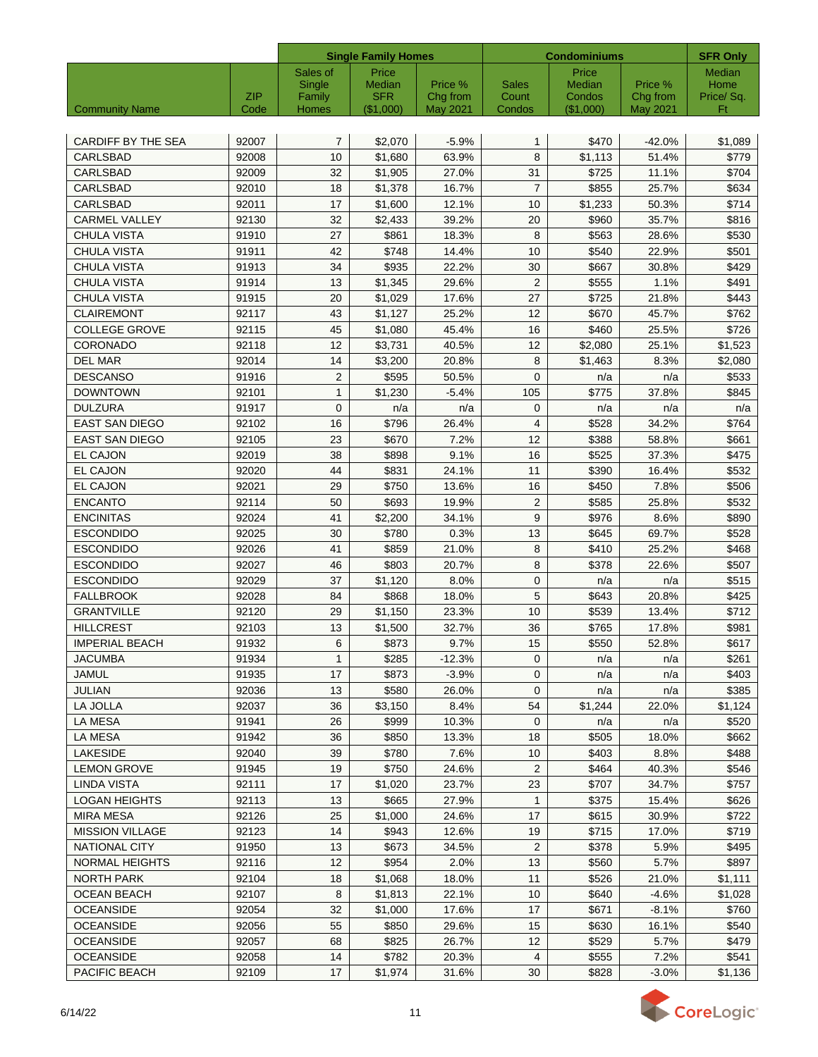| | | Single Family Homes | | | Condominiums | | | SFR Only |
|---|---|---|---|---|---|---|---|---|
| Community Name | ZIP Code | Sales of Single Family Homes | Price Median SFR ($1,000) | Price % Chg from May 2021 | Sales Count Condos | Price Median Condos ($1,000) | Price % Chg from May 2021 | Median Home Price/ Sq. Ft |
| CARDIFF BY THE SEA | 92007 | 7 | $2,070 | -5.9% | 1 | $470 | -42.0% | $1,089 |
| CARLSBAD | 92008 | 10 | $1,680 | 63.9% | 8 | $1,113 | 51.4% | $779 |
| CARLSBAD | 92009 | 32 | $1,905 | 27.0% | 31 | $725 | 11.1% | $704 |
| CARLSBAD | 92010 | 18 | $1,378 | 16.7% | 7 | $855 | 25.7% | $634 |
| CARLSBAD | 92011 | 17 | $1,600 | 12.1% | 10 | $1,233 | 50.3% | $714 |
| CARMEL VALLEY | 92130 | 32 | $2,433 | 39.2% | 20 | $960 | 35.7% | $816 |
| CHULA VISTA | 91910 | 27 | $861 | 18.3% | 8 | $563 | 28.6% | $530 |
| CHULA VISTA | 91911 | 42 | $748 | 14.4% | 10 | $540 | 22.9% | $501 |
| CHULA VISTA | 91913 | 34 | $935 | 22.2% | 30 | $667 | 30.8% | $429 |
| CHULA VISTA | 91914 | 13 | $1,345 | 29.6% | 2 | $555 | 1.1% | $491 |
| CHULA VISTA | 91915 | 20 | $1,029 | 17.6% | 27 | $725 | 21.8% | $443 |
| CLAIREMONT | 92117 | 43 | $1,127 | 25.2% | 12 | $670 | 45.7% | $762 |
| COLLEGE GROVE | 92115 | 45 | $1,080 | 45.4% | 16 | $460 | 25.5% | $726 |
| CORONADO | 92118 | 12 | $3,731 | 40.5% | 12 | $2,080 | 25.1% | $1,523 |
| DEL MAR | 92014 | 14 | $3,200 | 20.8% | 8 | $1,463 | 8.3% | $2,080 |
| DESCANSO | 91916 | 2 | $595 | 50.5% | 0 | n/a | n/a | $533 |
| DOWNTOWN | 92101 | 1 | $1,230 | -5.4% | 105 | $775 | 37.8% | $845 |
| DULZURA | 91917 | 0 | n/a | n/a | 0 | n/a | n/a | n/a |
| EAST SAN DIEGO | 92102 | 16 | $796 | 26.4% | 4 | $528 | 34.2% | $764 |
| EAST SAN DIEGO | 92105 | 23 | $670 | 7.2% | 12 | $388 | 58.8% | $661 |
| EL CAJON | 92019 | 38 | $898 | 9.1% | 16 | $525 | 37.3% | $475 |
| EL CAJON | 92020 | 44 | $831 | 24.1% | 11 | $390 | 16.4% | $532 |
| EL CAJON | 92021 | 29 | $750 | 13.6% | 16 | $450 | 7.8% | $506 |
| ENCANTO | 92114 | 50 | $693 | 19.9% | 2 | $585 | 25.8% | $532 |
| ENCINITAS | 92024 | 41 | $2,200 | 34.1% | 9 | $976 | 8.6% | $890 |
| ESCONDIDO | 92025 | 30 | $780 | 0.3% | 13 | $645 | 69.7% | $528 |
| ESCONDIDO | 92026 | 41 | $859 | 21.0% | 8 | $410 | 25.2% | $468 |
| ESCONDIDO | 92027 | 46 | $803 | 20.7% | 8 | $378 | 22.6% | $507 |
| ESCONDIDO | 92029 | 37 | $1,120 | 8.0% | 0 | n/a | n/a | $515 |
| FALLBROOK | 92028 | 84 | $868 | 18.0% | 5 | $643 | 20.8% | $425 |
| GRANTVILLE | 92120 | 29 | $1,150 | 23.3% | 10 | $539 | 13.4% | $712 |
| HILLCREST | 92103 | 13 | $1,500 | 32.7% | 36 | $765 | 17.8% | $981 |
| IMPERIAL BEACH | 91932 | 6 | $873 | 9.7% | 15 | $550 | 52.8% | $617 |
| JACUMBA | 91934 | 1 | $285 | -12.3% | 0 | n/a | n/a | $261 |
| JAMUL | 91935 | 17 | $873 | -3.9% | 0 | n/a | n/a | $403 |
| JULIAN | 92036 | 13 | $580 | 26.0% | 0 | n/a | n/a | $385 |
| LA JOLLA | 92037 | 36 | $3,150 | 8.4% | 54 | $1,244 | 22.0% | $1,124 |
| LA MESA | 91941 | 26 | $999 | 10.3% | 0 | n/a | n/a | $520 |
| LA MESA | 91942 | 36 | $850 | 13.3% | 18 | $505 | 18.0% | $662 |
| LAKESIDE | 92040 | 39 | $780 | 7.6% | 10 | $403 | 8.8% | $488 |
| LEMON GROVE | 91945 | 19 | $750 | 24.6% | 2 | $464 | 40.3% | $546 |
| LINDA VISTA | 92111 | 17 | $1,020 | 23.7% | 23 | $707 | 34.7% | $757 |
| LOGAN HEIGHTS | 92113 | 13 | $665 | 27.9% | 1 | $375 | 15.4% | $626 |
| MIRA MESA | 92126 | 25 | $1,000 | 24.6% | 17 | $615 | 30.9% | $722 |
| MISSION VILLAGE | 92123 | 14 | $943 | 12.6% | 19 | $715 | 17.0% | $719 |
| NATIONAL CITY | 91950 | 13 | $673 | 34.5% | 2 | $378 | 5.9% | $495 |
| NORMAL HEIGHTS | 92116 | 12 | $954 | 2.0% | 13 | $560 | 5.7% | $897 |
| NORTH PARK | 92104 | 18 | $1,068 | 18.0% | 11 | $526 | 21.0% | $1,111 |
| OCEAN BEACH | 92107 | 8 | $1,813 | 22.1% | 10 | $640 | -4.6% | $1,028 |
| OCEANSIDE | 92054 | 32 | $1,000 | 17.6% | 17 | $671 | -8.1% | $760 |
| OCEANSIDE | 92056 | 55 | $850 | 29.6% | 15 | $630 | 16.1% | $540 |
| OCEANSIDE | 92057 | 68 | $825 | 26.7% | 12 | $529 | 5.7% | $479 |
| OCEANSIDE | 92058 | 14 | $782 | 20.3% | 4 | $555 | 7.2% | $541 |
| PACIFIC BEACH | 92109 | 17 | $1,974 | 31.6% | 30 | $828 | -3.0% | $1,136 |

6/14/22

CoreLogic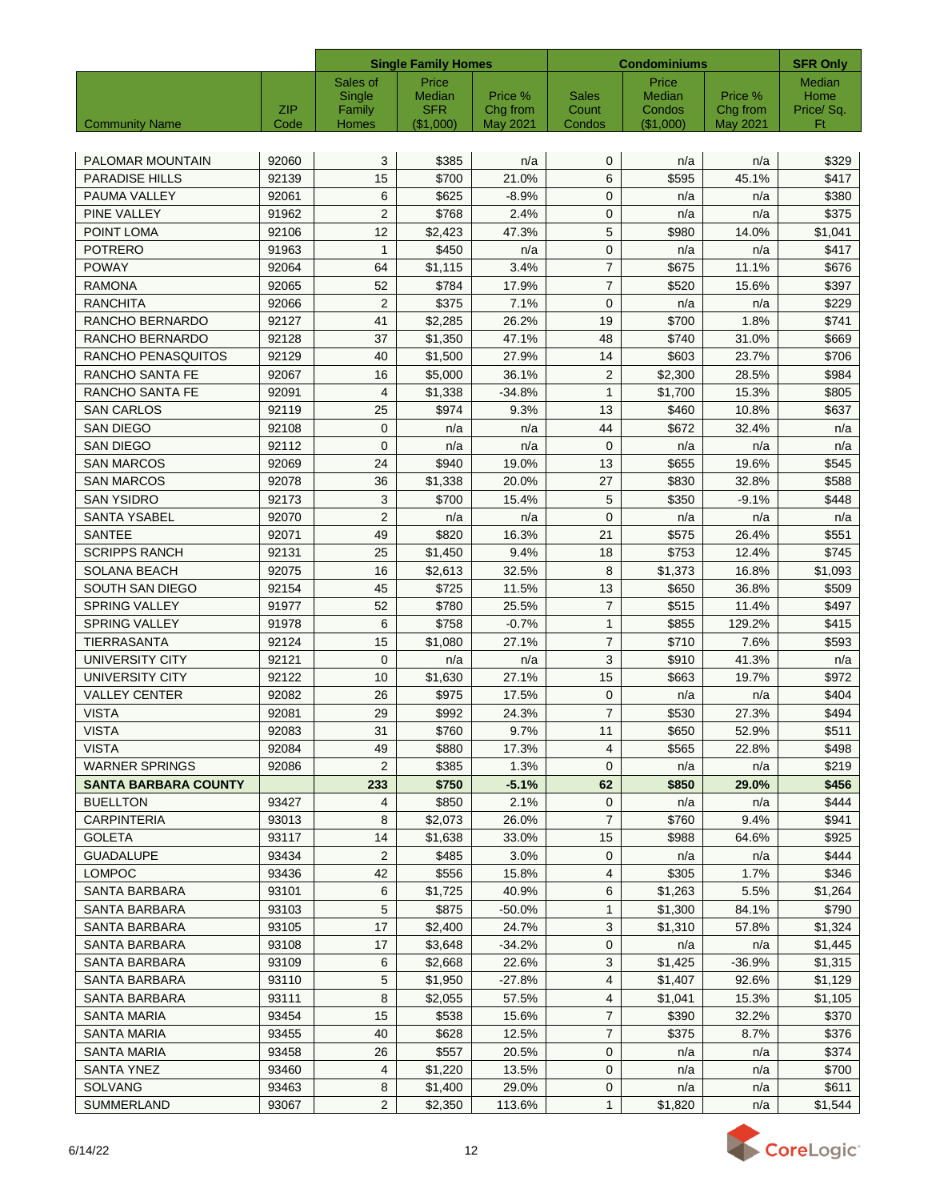| | | Single Family Homes | | | Condominiums | | | SFR Only |
|---|---|---|---|---|---|---|---|---|
| Community Name | ZIP Code | Sales of Single Family Homes | Price Median SFR ($1,000) | Price % Chg from May 2021 | Sales Count Condos | Price Median Condos ($1,000) | Price % Chg from May 2021 | Median Home Price/ Sq. Ft |
| PALOMAR MOUNTAIN | 92060 | 3 | $385 | n/a | 0 | n/a | n/a | $329 |
| PARADISE HILLS | 92139 | 15 | $700 | 21.0% | 6 | $595 | 45.1% | $417 |
| PAUMA VALLEY | 92061 | 6 | $625 | -8.9% | 0 | n/a | n/a | $380 |
| PINE VALLEY | 91962 | 2 | $768 | 2.4% | 0 | n/a | n/a | $375 |
| POINT LOMA | 92106 | 12 | $2,423 | 47.3% | 5 | $980 | 14.0% | $1,041 |
| POTRERO | 91963 | 1 | $450 | n/a | 0 | n/a | n/a | $417 |
| POWAY | 92064 | 64 | $1,115 | 3.4% | 7 | $675 | 11.1% | $676 |
| RAMONA | 92065 | 52 | $784 | 17.9% | 7 | $520 | 15.6% | $397 |
| RANCHITA | 92066 | 2 | $375 | 7.1% | 0 | n/a | n/a | $229 |
| RANCHO BERNARDO | 92127 | 41 | $2,285 | 26.2% | 19 | $700 | 1.8% | $741 |
| RANCHO BERNARDO | 92128 | 37 | $1,350 | 47.1% | 48 | $740 | 31.0% | $669 |
| RANCHO PENASQUITOS | 92129 | 40 | $1,500 | 27.9% | 14 | $603 | 23.7% | $706 |
| RANCHO SANTA FE | 92067 | 16 | $5,000 | 36.1% | 2 | $2,300 | 28.5% | $984 |
| RANCHO SANTA FE | 92091 | 4 | $1,338 | -34.8% | 1 | $1,700 | 15.3% | $805 |
| SAN CARLOS | 92119 | 25 | $974 | 9.3% | 13 | $460 | 10.8% | $637 |
| SAN DIEGO | 92108 | 0 | n/a | n/a | 44 | $672 | 32.4% | n/a |
| SAN DIEGO | 92112 | 0 | n/a | n/a | 0 | n/a | n/a | n/a |
| SAN MARCOS | 92069 | 24 | $940 | 19.0% | 13 | $655 | 19.6% | $545 |
| SAN MARCOS | 92078 | 36 | $1,338 | 20.0% | 27 | $830 | 32.8% | $588 |
| SAN YSIDRO | 92173 | 3 | $700 | 15.4% | 5 | $350 | -9.1% | $448 |
| SANTA YSABEL | 92070 | 2 | n/a | n/a | 0 | n/a | n/a | n/a |
| SANTEE | 92071 | 49 | $820 | 16.3% | 21 | $575 | 26.4% | $551 |
| SCRIPPS RANCH | 92131 | 25 | $1,450 | 9.4% | 18 | $753 | 12.4% | $745 |
| SOLANA BEACH | 92075 | 16 | $2,613 | 32.5% | 8 | $1,373 | 16.8% | $1,093 |
| SOUTH SAN DIEGO | 92154 | 45 | $725 | 11.5% | 13 | $650 | 36.8% | $509 |
| SPRING VALLEY | 91977 | 52 | $780 | 25.5% | 7 | $515 | 11.4% | $497 |
| SPRING VALLEY | 91978 | 6 | $758 | -0.7% | 1 | $855 | 129.2% | $415 |
| TIERRASANTA | 92124 | 15 | $1,080 | 27.1% | 7 | $710 | 7.6% | $593 |
| UNIVERSITY CITY | 92121 | 0 | n/a | n/a | 3 | $910 | 41.3% | n/a |
| UNIVERSITY CITY | 92122 | 10 | $1,630 | 27.1% | 15 | $663 | 19.7% | $972 |
| VALLEY CENTER | 92082 | 26 | $975 | 17.5% | 0 | n/a | n/a | $404 |
| VISTA | 92081 | 29 | $992 | 24.3% | 7 | $530 | 27.3% | $494 |
| VISTA | 92083 | 31 | $760 | 9.7% | 11 | $650 | 52.9% | $511 |
| VISTA | 92084 | 49 | $880 | 17.3% | 4 | $565 | 22.8% | $498 |
| WARNER SPRINGS | 92086 | 2 | $385 | 1.3% | 0 | n/a | n/a | $219 |
| **SANTA BARBARA COUNTY** | | **233** | **$750** | **-5.1%** | **62** | **$850** | **29.0%** | **$456** |
| BUELLTON | 93427 | 4 | $850 | 2.1% | 0 | n/a | n/a | $444 |
| CARPINTERIA | 93013 | 8 | $2,073 | 26.0% | 7 | $760 | 9.4% | $941 |
| GOLETA | 93117 | 14 | $1,638 | 33.0% | 15 | $988 | 64.6% | $925 |
| GUADALUPE | 93434 | 2 | $485 | 3.0% | 0 | n/a | n/a | $444 |
| LOMPOC | 93436 | 42 | $556 | 15.8% | 4 | $305 | 1.7% | $346 |
| SANTA BARBARA | 93101 | 6 | $1,725 | 40.9% | 6 | $1,263 | 5.5% | $1,264 |
| SANTA BARBARA | 93103 | 5 | $875 | -50.0% | 1 | $1,300 | 84.1% | $790 |
| SANTA BARBARA | 93105 | 17 | $2,400 | 24.7% | 3 | $1,310 | 57.8% | $1,324 |
| SANTA BARBARA | 93108 | 17 | $3,648 | -34.2% | 0 | n/a | n/a | $1,445 |
| SANTA BARBARA | 93109 | 6 | $2,668 | 22.6% | 3 | $1,425 | -36.9% | $1,315 |
| SANTA BARBARA | 93110 | 5 | $1,950 | -27.8% | 4 | $1,407 | 92.6% | $1,129 |
| SANTA BARBARA | 93111 | 8 | $2,055 | 57.5% | 4 | $1,041 | 15.3% | $1,105 |
| SANTA MARIA | 93454 | 15 | $538 | 15.6% | 7 | $390 | 32.2% | $370 |
| SANTA MARIA | 93455 | 40 | $628 | 12.5% | 7 | $375 | 8.7% | $376 |
| SANTA MARIA | 93458 | 26 | $557 | 20.5% | 0 | n/a | n/a | $374 |
| SANTA YNEZ | 93460 | 4 | $1,220 | 13.5% | 0 | n/a | n/a | $700 |
| SOLVANG | 93463 | 8 | $1,400 | 29.0% | 0 | n/a | n/a | $611 |
| SUMMERLAND | 93067 | 2 | $2,350 | 113.6% | 1 | $1,820 | n/a | $1,544 |

6/14/22

CoreLogic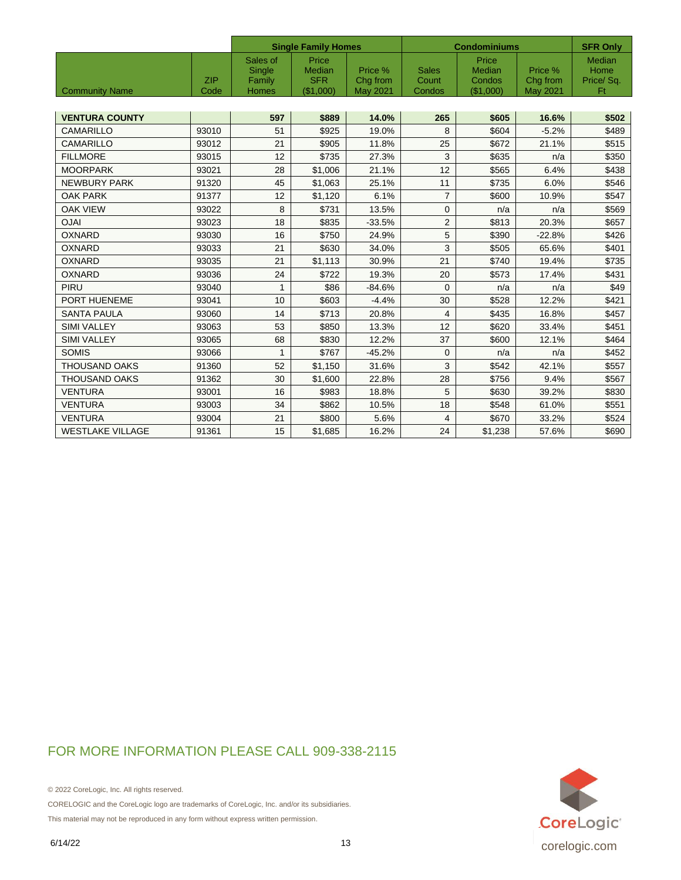| | | Single Family Homes | | | Condominiums | | | SFR Only |
|---|---|---|---|---|---|---|---|---|
| Community Name | ZIP Code | Sales of Single Family Homes | Price Median SFR ($1,000) | Price % Chg from May 2021 | Sales Count Condos | Price Median Condos ($1,000) | Price % Chg from May 2021 | Median Home Price/ Sq. Ft |
| **VENTURA COUNTY** | | **597** | **$889** | **14.0%** | **265** | **$605** | **16.6%** | **$502** |
| CAMARILLO | 93010 | 51 | $925 | 19.0% | 8 | $604 | -5.2% | $489 |
| CAMARILLO | 93012 | 21 | $905 | 11.8% | 25 | $672 | 21.1% | $515 |
| FILLMORE | 93015 | 12 | $735 | 27.3% | 3 | $635 | n/a | $350 |
| MOORPARK | 93021 | 28 | $1,006 | 21.1% | 12 | $565 | 6.4% | $438 |
| NEWBURY PARK | 91320 | 45 | $1,063 | 25.1% | 11 | $735 | 6.0% | $546 |
| OAK PARK | 91377 | 12 | $1,120 | 6.1% | 7 | $600 | 10.9% | $547 |
| OAK VIEW | 93022 | 8 | $731 | 13.5% | 0 | n/a | n/a | $569 |
| OJAI | 93023 | 18 | $835 | -33.5% | 2 | $813 | 20.3% | $657 |
| OXNARD | 93030 | 16 | $750 | 24.9% | 5 | $390 | -22.8% | $426 |
| OXNARD | 93033 | 21 | $630 | 34.0% | 3 | $505 | 65.6% | $401 |
| OXNARD | 93035 | 21 | $1,113 | 30.9% | 21 | $740 | 19.4% | $735 |
| OXNARD | 93036 | 24 | $722 | 19.3% | 20 | $573 | 17.4% | $431 |
| PIRU | 93040 | 1 | $86 | -84.6% | 0 | n/a | n/a | $49 |
| PORT HUENEME | 93041 | 10 | $603 | -4.4% | 30 | $528 | 12.2% | $421 |
| SANTA PAULA | 93060 | 14 | $713 | 20.8% | 4 | $435 | 16.8% | $457 |
| SIMI VALLEY | 93063 | 53 | $850 | 13.3% | 12 | $620 | 33.4% | $451 |
| SIMI VALLEY | 93065 | 68 | $830 | 12.2% | 37 | $600 | 12.1% | $464 |
| SOMIS | 93066 | 1 | $767 | -45.2% | 0 | n/a | n/a | $452 |
| THOUSAND OAKS | 91360 | 52 | $1,150 | 31.6% | 3 | $542 | 42.1% | $557 |
| THOUSAND OAKS | 91362 | 30 | $1,600 | 22.8% | 28 | $756 | 9.4% | $567 |
| VENTURA | 93001 | 16 | $983 | 18.8% | 5 | $630 | 39.2% | $830 |
| VENTURA | 93003 | 34 | $862 | 10.5% | 18 | $548 | 61.0% | $551 |
| VENTURA | 93004 | 21 | $800 | 5.6% | 4 | $670 | 33.2% | $524 |
| WESTLAKE VILLAGE | 91361 | 15 | $1,685 | 16.2% | 24 | $1,238 | 57.6% | $690 |

FOR MORE INFORMATION PLEASE CALL 909-338-2115

© 2022 CoreLogic, Inc. All rights reserved.

CORELOGIC and the CoreLogic logo are trademarks of CoreLogic, Inc. and/or its subsidiaries.

This material may not be reproduced in any form without express written permission.

6/14/22

CoreLogic®

corelogic.com